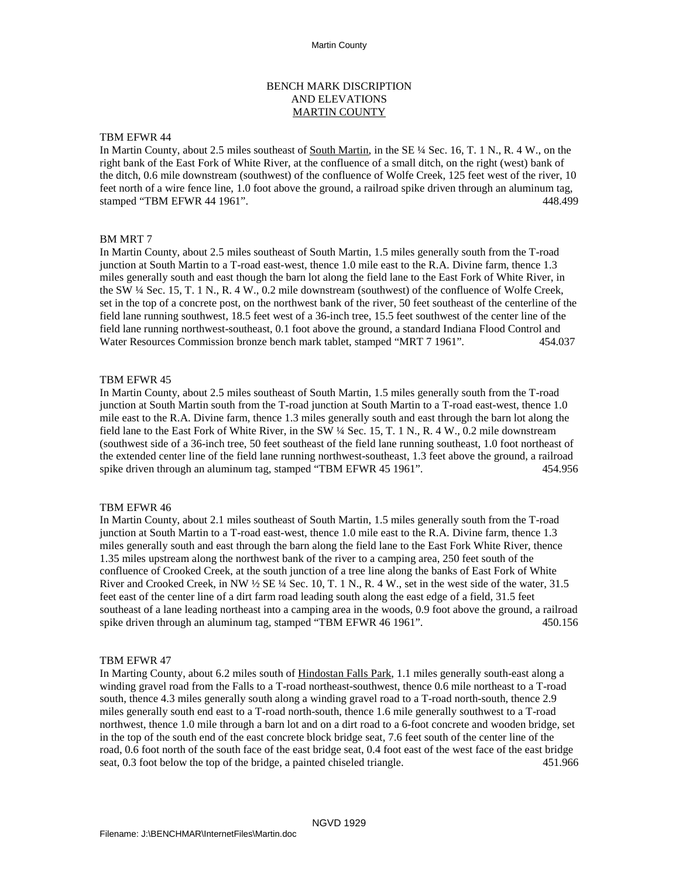BENCH MARK DISCRIPTION
AND ELEVATIONS
MARTIN COUNTY

TBM EFWR 44
In Martin County, about 2.5 miles southeast of South Martin, in the SE ¼ Sec. 16, T. 1 N., R. 4 W., on the right bank of the East Fork of White River, at the confluence of a small ditch, on the right (west) bank of the ditch, 0.6 mile downstream (southwest) of the confluence of Wolfe Creek, 125 feet west of the river, 10 feet north of a wire fence line, 1.0 foot above the ground, a railroad spike driven through an aluminum tag, stamped "TBM EFWR 44 1961". 448.499

BM MRT 7
In Martin County, about 2.5 miles southeast of South Martin, 1.5 miles generally south from the T-road junction at South Martin to a T-road east-west, thence 1.0 mile east to the R.A. Divine farm, thence 1.3 miles generally south and east though the barn lot along the field lane to the East Fork of White River, in the SW ¼ Sec. 15, T. 1 N., R. 4 W., 0.2 mile downstream (southwest) of the confluence of Wolfe Creek, set in the top of a concrete post, on the northwest bank of the river, 50 feet southeast of the centerline of the field lane running southwest, 18.5 feet west of a 36-inch tree, 15.5 feet southwest of the center line of the field lane running northwest-southeast, 0.1 foot above the ground, a standard Indiana Flood Control and Water Resources Commission bronze bench mark tablet, stamped "MRT 7 1961". 454.037

TBM EFWR 45
In Martin County, about 2.5 miles southeast of South Martin, 1.5 miles generally south from the T-road junction at South Martin south from the T-road junction at South Martin to a T-road east-west, thence 1.0 mile east to the R.A. Divine farm, thence 1.3 miles generally south and east through the barn lot along the field lane to the East Fork of White River, in the SW ¼ Sec. 15, T. 1 N., R. 4 W., 0.2 mile downstream (southwest side of a 36-inch tree, 50 feet southeast of the field lane running southeast, 1.0 foot northeast of the extended center line of the field lane running northwest-southeast, 1.3 feet above the ground, a railroad spike driven through an aluminum tag, stamped "TBM EFWR 45 1961". 454.956

TBM EFWR 46
In Martin County, about 2.1 miles southeast of South Martin, 1.5 miles generally south from the T-road junction at South Martin to a T-road east-west, thence 1.0 mile east to the R.A. Divine farm, thence 1.3 miles generally south and east through the barn along the field lane to the East Fork White River, thence 1.35 miles upstream along the northwest bank of the river to a camping area, 250 feet south of the confluence of Crooked Creek, at the south junction of a tree line along the banks of East Fork of White River and Crooked Creek, in NW ½ SE ¼ Sec. 10, T. 1 N., R. 4 W., set in the west side of the water, 31.5 feet east of the center line of a dirt farm road leading south along the east edge of a field, 31.5 feet southeast of a lane leading northeast into a camping area in the woods, 0.9 foot above the ground, a railroad spike driven through an aluminum tag, stamped "TBM EFWR 46 1961". 450.156

TBM EFWR 47
In Marting County, about 6.2 miles south of Hindostan Falls Park, 1.1 miles generally south-east along a winding gravel road from the Falls to a T-road northeast-southwest, thence 0.6 mile northeast to a T-road south, thence 4.3 miles generally south along a winding gravel road to a T-road north-south, thence 2.9 miles generally south end east to a T-road north-south, thence 1.6 mile generally southwest to a T-road northwest, thence 1.0 mile through a barn lot and on a dirt road to a 6-foot concrete and wooden bridge, set in the top of the south end of the east concrete block bridge seat, 7.6 feet south of the center line of the road, 0.6 foot north of the south face of the east bridge seat, 0.4 foot east of the west face of the east bridge seat, 0.3 foot below the top of the bridge, a painted chiseled triangle. 451.966

NGVD 1929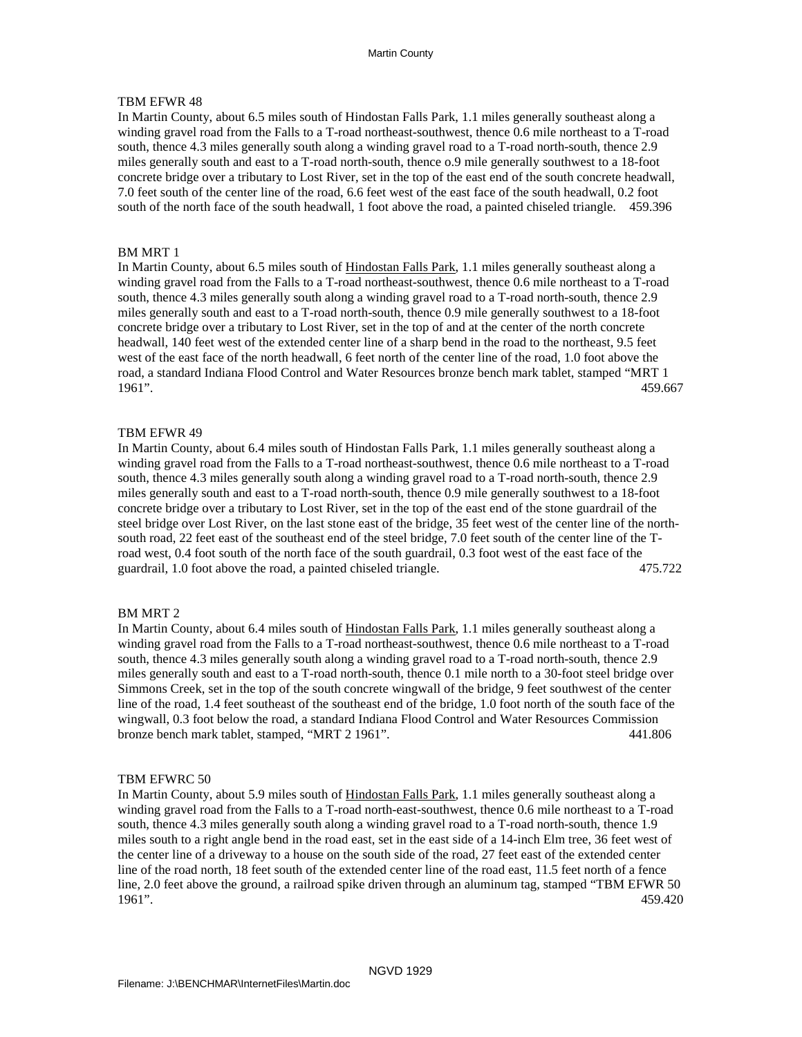TBM EFWR 48

In Martin County, about 6.5 miles south of Hindostan Falls Park, 1.1 miles generally southeast along a winding gravel road from the Falls to a T-road northeast-southwest, thence 0.6 mile northeast to a T-road south, thence 4.3 miles generally south along a winding gravel road to a T-road north-south, thence 2.9 miles generally south and east to a T-road north-south, thence o.9 mile generally southwest to a 18-foot concrete bridge over a tributary to Lost River, set in the top of the east end of the south concrete headwall, 7.0 feet south of the center line of the road, 6.6 feet west of the east face of the south headwall, 0.2 foot south of the north face of the south headwall, 1 foot above the road, a painted chiseled triangle. 459.396

BM MRT 1

In Martin County, about 6.5 miles south of Hindostan Falls Park, 1.1 miles generally southeast along a winding gravel road from the Falls to a T-road northeast-southwest, thence 0.6 mile northeast to a T-road south, thence 4.3 miles generally south along a winding gravel road to a T-road north-south, thence 2.9 miles generally south and east to a T-road north-south, thence 0.9 mile generally southwest to a 18-foot concrete bridge over a tributary to Lost River, set in the top of and at the center of the north concrete headwall, 140 feet west of the extended center line of a sharp bend in the road to the northeast, 9.5 feet west of the east face of the north headwall, 6 feet north of the center line of the road, 1.0 foot above the road, a standard Indiana Flood Control and Water Resources bronze bench mark tablet, stamped "MRT 1 1961". 459.667

TBM EFWR 49

In Martin County, about 6.4 miles south of Hindostan Falls Park, 1.1 miles generally southeast along a winding gravel road from the Falls to a T-road northeast-southwest, thence 0.6 mile northeast to a T-road south, thence 4.3 miles generally south along a winding gravel road to a T-road north-south, thence 2.9 miles generally south and east to a T-road north-south, thence 0.9 mile generally southwest to a 18-foot concrete bridge over a tributary to Lost River, set in the top of the east end of the stone guardrail of the steel bridge over Lost River, on the last stone east of the bridge, 35 feet west of the center line of the north-south road, 22 feet east of the southeast end of the steel bridge, 7.0 feet south of the center line of the T-road west, 0.4 foot south of the north face of the south guardrail, 0.3 foot west of the east face of the guardrail, 1.0 foot above the road, a painted chiseled triangle. 475.722

BM MRT 2

In Martin County, about 6.4 miles south of Hindostan Falls Park, 1.1 miles generally southeast along a winding gravel road from the Falls to a T-road northeast-southwest, thence 0.6 mile northeast to a T-road south, thence 4.3 miles generally south along a winding gravel road to a T-road north-south, thence 2.9 miles generally south and east to a T-road north-south, thence 0.1 mile north to a 30-foot steel bridge over Simmons Creek, set in the top of the south concrete wingwall of the bridge, 9 feet southwest of the center line of the road, 1.4 feet southeast of the southeast end of the bridge, 1.0 foot north of the south face of the wingwall, 0.3 foot below the road, a standard Indiana Flood Control and Water Resources Commission bronze bench mark tablet, stamped, "MRT 2 1961". 441.806

TBM EFWRC 50

In Martin County, about 5.9 miles south of Hindostan Falls Park, 1.1 miles generally southeast along a winding gravel road from the Falls to a T-road north-east-southwest, thence 0.6 mile northeast to a T-road south, thence 4.3 miles generally south along a winding gravel road to a T-road north-south, thence 1.9 miles south to a right angle bend in the road east, set in the east side of a 14-inch Elm tree, 36 feet west of the center line of a driveway to a house on the south side of the road, 27 feet east of the extended center line of the road north, 18 feet south of the extended center line of the road east, 11.5 feet north of a fence line, 2.0 feet above the ground, a railroad spike driven through an aluminum tag, stamped "TBM EFWR 50 1961". 459.420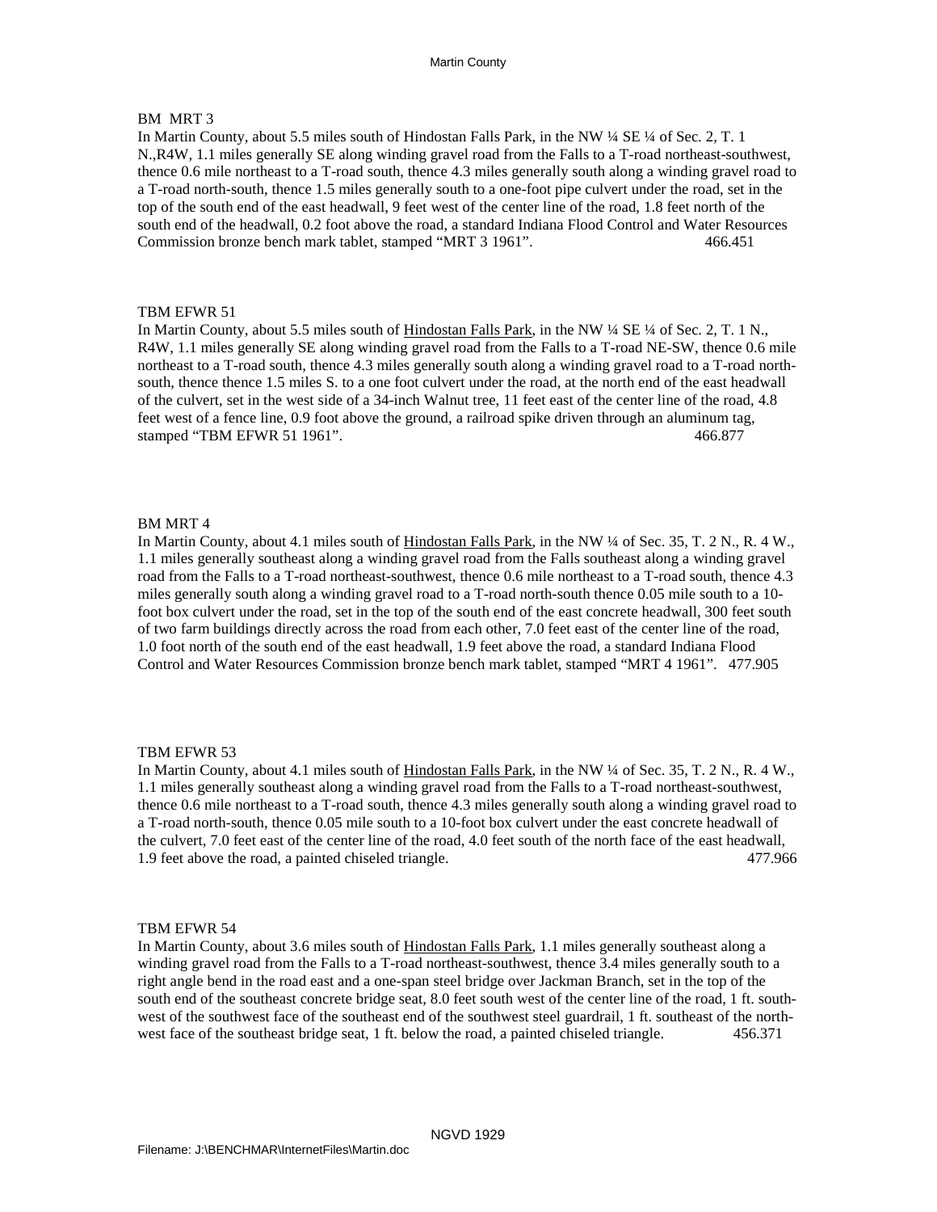BM MRT 3

In Martin County, about 5.5 miles south of Hindostan Falls Park, in the NW ¼ SE ¼ of Sec. 2, T. 1 N.,R4W, 1.1 miles generally SE along winding gravel road from the Falls to a T-road northeast-southwest, thence 0.6 mile northeast to a T-road south, thence 4.3 miles generally south along a winding gravel road to a T-road north-south, thence 1.5 miles generally south to a one-foot pipe culvert under the road, set in the top of the south end of the east headwall, 9 feet west of the center line of the road, 1.8 feet north of the south end of the headwall, 0.2 foot above the road, a standard Indiana Flood Control and Water Resources Commission bronze bench mark tablet, stamped "MRT 3 1961". 466.451

TBM EFWR 51

In Martin County, about 5.5 miles south of Hindostan Falls Park, in the NW ¼ SE ¼ of Sec. 2, T. 1 N., R4W, 1.1 miles generally SE along winding gravel road from the Falls to a T-road NE-SW, thence 0.6 mile northeast to a T-road south, thence 4.3 miles generally south along a winding gravel road to a T-road north-south, thence thence 1.5 miles S. to a one foot culvert under the road, at the north end of the east headwall of the culvert, set in the west side of a 34-inch Walnut tree, 11 feet east of the center line of the road, 4.8 feet west of a fence line, 0.9 foot above the ground, a railroad spike driven through an aluminum tag, stamped "TBM EFWR 51 1961". 466.877

BM MRT 4

In Martin County, about 4.1 miles south of Hindostan Falls Park, in the NW ¼ of Sec. 35, T. 2 N., R. 4 W., 1.1 miles generally southeast along a winding gravel road from the Falls southeast along a winding gravel road from the Falls to a T-road northeast-southwest, thence 0.6 mile northeast to a T-road south, thence 4.3 miles generally south along a winding gravel road to a T-road north-south thence 0.05 mile south to a 10-foot box culvert under the road, set in the top of the south end of the east concrete headwall, 300 feet south of two farm buildings directly across the road from each other, 7.0 feet east of the center line of the road, 1.0 foot north of the south end of the east headwall, 1.9 feet above the road, a standard Indiana Flood Control and Water Resources Commission bronze bench mark tablet, stamped "MRT 4 1961". 477.905

TBM EFWR 53

In Martin County, about 4.1 miles south of Hindostan Falls Park, in the NW ¼ of Sec. 35, T. 2 N., R. 4 W., 1.1 miles generally southeast along a winding gravel road from the Falls to a T-road northeast-southwest, thence 0.6 mile northeast to a T-road south, thence 4.3 miles generally south along a winding gravel road to a T-road north-south, thence 0.05 mile south to a 10-foot box culvert under the east concrete headwall of the culvert, 7.0 feet east of the center line of the road, 4.0 feet south of the north face of the east headwall, 1.9 feet above the road, a painted chiseled triangle. 477.966

TBM EFWR 54

In Martin County, about 3.6 miles south of Hindostan Falls Park, 1.1 miles generally southeast along a winding gravel road from the Falls to a T-road northeast-southwest, thence 3.4 miles generally south to a right angle bend in the road east and a one-span steel bridge over Jackman Branch, set in the top of the south end of the southeast concrete bridge seat, 8.0 feet south west of the center line of the road, 1 ft. south-west of the southwest face of the southeast end of the southwest steel guardrail, 1 ft. southeast of the north-west face of the southeast bridge seat, 1 ft. below the road, a painted chiseled triangle. 456.371

NGVD 1929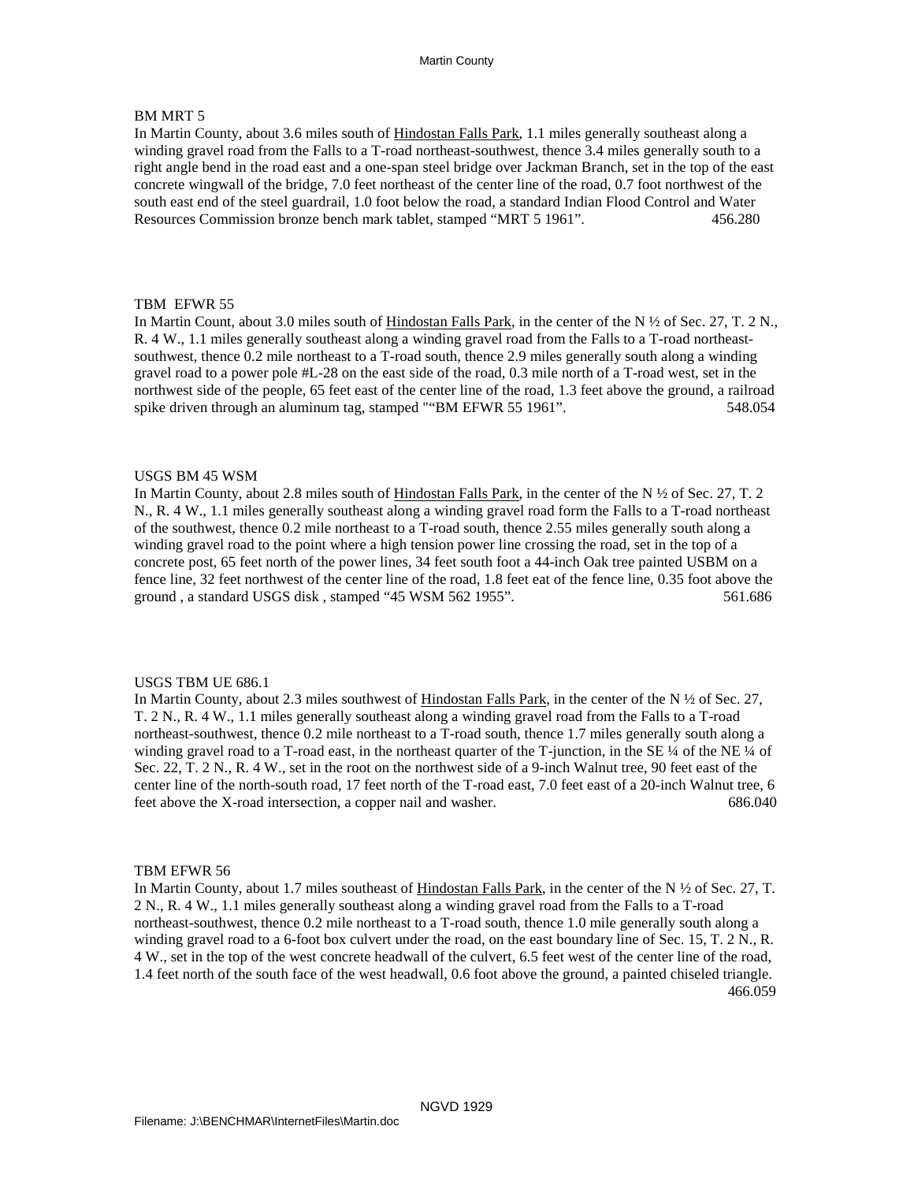BM MRT 5

In Martin County, about 3.6 miles south of Hindostan Falls Park, 1.1 miles generally southeast along a winding gravel road from the Falls to a T-road northeast-southwest, thence 3.4 miles generally south to a right angle bend in the road east and a one-span steel bridge over Jackman Branch, set in the top of the east concrete wingwall of the bridge, 7.0 feet northeast of the center line of the road, 0.7 foot northwest of the south east end of the steel guardrail, 1.0 foot below the road, a standard Indian Flood Control and Water Resources Commission bronze bench mark tablet, stamped "MRT 5 1961". 456.280

TBM EFWR 55

In Martin Count, about 3.0 miles south of Hindostan Falls Park, in the center of the N ½ of Sec. 27, T. 2 N., R. 4 W., 1.1 miles generally southeast along a winding gravel road from the Falls to a T-road northeast-southwest, thence 0.2 mile northeast to a T-road south, thence 2.9 miles generally south along a winding gravel road to a power pole #L-28 on the east side of the road, 0.3 mile north of a T-road west, set in the northwest side of the people, 65 feet east of the center line of the road, 1.3 feet above the ground, a railroad spike driven through an aluminum tag, stamped ""BM EFWR 55 1961". 548.054

USGS BM 45 WSM

In Martin County, about 2.8 miles south of Hindostan Falls Park, in the center of the N ½ of Sec. 27, T. 2 N., R. 4 W., 1.1 miles generally southeast along a winding gravel road form the Falls to a T-road northeast of the southwest, thence 0.2 mile northeast to a T-road south, thence 2.55 miles generally south along a winding gravel road to the point where a high tension power line crossing the road, set in the top of a concrete post, 65 feet north of the power lines, 34 feet south foot a 44-inch Oak tree painted USBM on a fence line, 32 feet northwest of the center line of the road, 1.8 feet eat of the fence line, 0.35 foot above the ground , a standard USGS disk , stamped "45 WSM 562 1955". 561.686

USGS TBM UE 686.1

In Martin County, about 2.3 miles southwest of Hindostan Falls Park, in the center of the N ½ of Sec. 27, T. 2 N., R. 4 W., 1.1 miles generally southeast along a winding gravel road from the Falls to a T-road northeast-southwest, thence 0.2 mile northeast to a T-road south, thence 1.7 miles generally south along a winding gravel road to a T-road east, in the northeast quarter of the T-junction, in the SE ¼ of the NE ¼ of Sec. 22, T. 2 N., R. 4 W., set in the root on the northwest side of a 9-inch Walnut tree, 90 feet east of the center line of the north-south road, 17 feet north of the T-road east, 7.0 feet east of a 20-inch Walnut tree, 6 feet above the X-road intersection, a copper nail and washer. 686.040

TBM EFWR 56

In Martin County, about 1.7 miles southeast of Hindostan Falls Park, in the center of the N ½ of Sec. 27, T. 2 N., R. 4 W., 1.1 miles generally southeast along a winding gravel road from the Falls to a T-road northeast-southwest, thence 0.2 mile northeast to a T-road south, thence 1.0 mile generally south along a winding gravel road to a 6-foot box culvert under the road, on the east boundary line of Sec. 15, T. 2 N., R. 4 W., set in the top of the west concrete headwall of the culvert, 6.5 feet west of the center line of the road, 1.4 feet north of the south face of the west headwall, 0.6 foot above the ground, a painted chiseled triangle. 466.059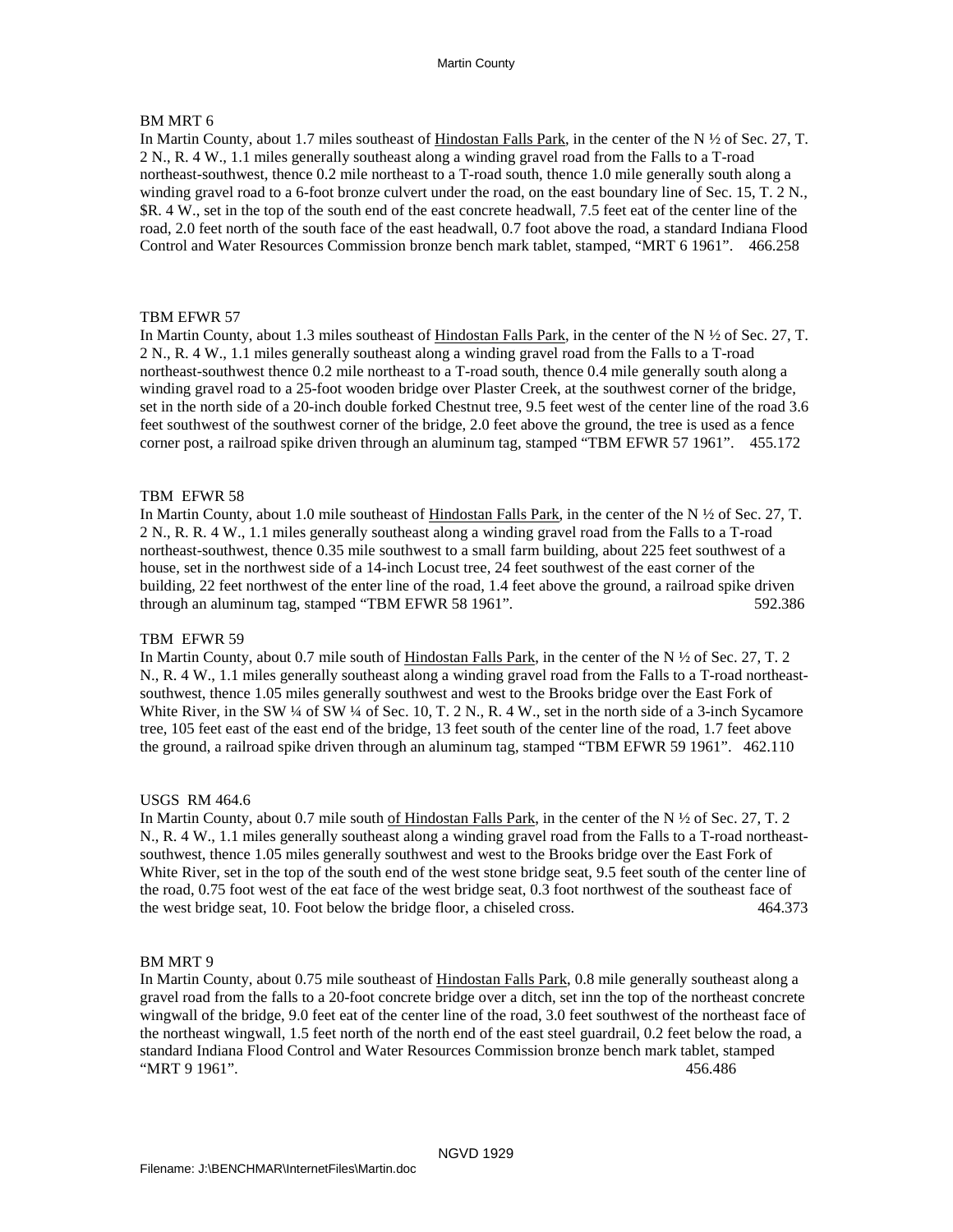BM MRT 6

In Martin County, about 1.7 miles southeast of Hindostan Falls Park, in the center of the N ½ of Sec. 27, T. 2 N., R. 4 W., 1.1 miles generally southeast along a winding gravel road from the Falls to a T-road northeast-southwest, thence 0.2 mile northeast to a T-road south, thence 1.0 mile generally south along a winding gravel road to a 6-foot bronze culvert under the road, on the east boundary line of Sec. 15, T. 2 N., $R. 4 W., set in the top of the south end of the east concrete headwall, 7.5 feet eat of the center line of the road, 2.0 feet north of the south face of the east headwall, 0.7 foot above the road, a standard Indiana Flood Control and Water Resources Commission bronze bench mark tablet, stamped, "MRT 6 1961". 466.258

TBM EFWR 57

In Martin County, about 1.3 miles southeast of Hindostan Falls Park, in the center of the N ½ of Sec. 27, T. 2 N., R. 4 W., 1.1 miles generally southeast along a winding gravel road from the Falls to a T-road northeast-southwest thence 0.2 mile northeast to a T-road south, thence 0.4 mile generally south along a winding gravel road to a 25-foot wooden bridge over Plaster Creek, at the southwest corner of the bridge, set in the north side of a 20-inch double forked Chestnut tree, 9.5 feet west of the center line of the road 3.6 feet southwest of the southwest corner of the bridge, 2.0 feet above the ground, the tree is used as a fence corner post, a railroad spike driven through an aluminum tag, stamped "TBM EFWR 57 1961". 455.172

TBM EFWR 58

In Martin County, about 1.0 mile southeast of Hindostan Falls Park, in the center of the N ½ of Sec. 27, T. 2 N., R. R. 4 W., 1.1 miles generally southeast along a winding gravel road from the Falls to a T-road northeast-southwest, thence 0.35 mile southwest to a small farm building, about 225 feet southwest of a house, set in the northwest side of a 14-inch Locust tree, 24 feet southwest of the east corner of the building, 22 feet northwest of the enter line of the road, 1.4 feet above the ground, a railroad spike driven through an aluminum tag, stamped "TBM EFWR 58 1961". 592.386

TBM EFWR 59

In Martin County, about 0.7 mile south of Hindostan Falls Park, in the center of the N ½ of Sec. 27, T. 2 N., R. 4 W., 1.1 miles generally southeast along a winding gravel road from the Falls to a T-road northeast-southwest, thence 1.05 miles generally southwest and west to the Brooks bridge over the East Fork of White River, in the SW ¼ of SW ¼ of Sec. 10, T. 2 N., R. 4 W., set in the north side of a 3-inch Sycamore tree, 105 feet east of the east end of the bridge, 13 feet south of the center line of the road, 1.7 feet above the ground, a railroad spike driven through an aluminum tag, stamped "TBM EFWR 59 1961". 462.110

USGS RM 464.6

In Martin County, about 0.7 mile south of Hindostan Falls Park, in the center of the N ½ of Sec. 27, T. 2 N., R. 4 W., 1.1 miles generally southeast along a winding gravel road from the Falls to a T-road northeast-southwest, thence 1.05 miles generally southwest and west to the Brooks bridge over the East Fork of White River, set in the top of the south end of the west stone bridge seat, 9.5 feet south of the center line of the road, 0.75 foot west of the eat face of the west bridge seat, 0.3 foot northwest of the southeast face of the west bridge seat, 10. Foot below the bridge floor, a chiseled cross. 464.373

BM MRT 9

In Martin County, about 0.75 mile southeast of Hindostan Falls Park, 0.8 mile generally southeast along a gravel road from the falls to a 20-foot concrete bridge over a ditch, set inn the top of the northeast concrete wingwall of the bridge, 9.0 feet eat of the center line of the road, 3.0 feet southwest of the northeast face of the northeast wingwall, 1.5 feet north of the north end of the east steel guardrail, 0.2 feet below the road, a standard Indiana Flood Control and Water Resources Commission bronze bench mark tablet, stamped "MRT 9 1961". 456.486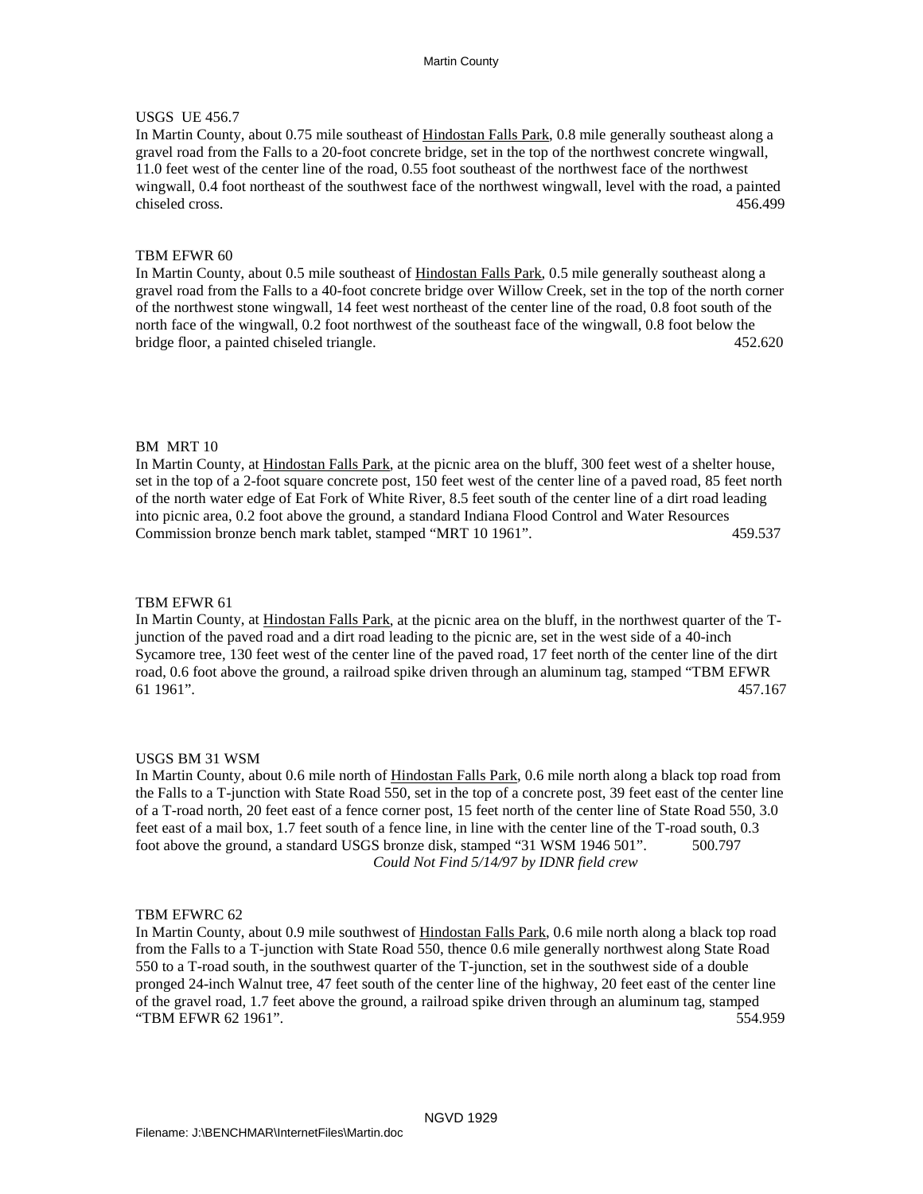USGS UE 456.7

In Martin County, about 0.75 mile southeast of Hindostan Falls Park, 0.8 mile generally southeast along a gravel road from the Falls to a 20-foot concrete bridge, set in the top of the northwest concrete wingwall, 11.0 feet west of the center line of the road, 0.55 foot southeast of the northwest face of the northwest wingwall, 0.4 foot northeast of the southwest face of the northwest wingwall, level with the road, a painted chiseled cross. 456.499

TBM EFWR 60

In Martin County, about 0.5 mile southeast of Hindostan Falls Park, 0.5 mile generally southeast along a gravel road from the Falls to a 40-foot concrete bridge over Willow Creek, set in the top of the north corner of the northwest stone wingwall, 14 feet west northeast of the center line of the road, 0.8 foot south of the north face of the wingwall, 0.2 foot northwest of the southeast face of the wingwall, 0.8 foot below the bridge floor, a painted chiseled triangle. 452.620

BM MRT 10

In Martin County, at Hindostan Falls Park, at the picnic area on the bluff, 300 feet west of a shelter house, set in the top of a 2-foot square concrete post, 150 feet west of the center line of a paved road, 85 feet north of the north water edge of Eat Fork of White River, 8.5 feet south of the center line of a dirt road leading into picnic area, 0.2 foot above the ground, a standard Indiana Flood Control and Water Resources Commission bronze bench mark tablet, stamped "MRT 10 1961". 459.537

TBM EFWR 61

In Martin County, at Hindostan Falls Park, at the picnic area on the bluff, in the northwest quarter of the T-junction of the paved road and a dirt road leading to the picnic are, set in the west side of a 40-inch Sycamore tree, 130 feet west of the center line of the paved road, 17 feet north of the center line of the dirt road, 0.6 foot above the ground, a railroad spike driven through an aluminum tag, stamped "TBM EFWR 61 1961". 457.167

USGS BM 31 WSM

In Martin County, about 0.6 mile north of Hindostan Falls Park, 0.6 mile north along a black top road from the Falls to a T-junction with State Road 550, set in the top of a concrete post, 39 feet east of the center line of a T-road north, 20 feet east of a fence corner post, 15 feet north of the center line of State Road 550, 3.0 feet east of a mail box, 1.7 feet south of a fence line, in line with the center line of the T-road south, 0.3 foot above the ground, a standard USGS bronze disk, stamped "31 WSM 1946 501". 500.797

*Could Not Find 5/14/97 by IDNR field crew*

TBM EFWRC 62

In Martin County, about 0.9 mile southwest of Hindostan Falls Park, 0.6 mile north along a black top road from the Falls to a T-junction with State Road 550, thence 0.6 mile generally northwest along State Road 550 to a T-road south, in the southwest quarter of the T-junction, set in the southwest side of a double pronged 24-inch Walnut tree, 47 feet south of the center line of the highway, 20 feet east of the center line of the gravel road, 1.7 feet above the ground, a railroad spike driven through an aluminum tag, stamped "TBM EFWR 62 1961". 554.959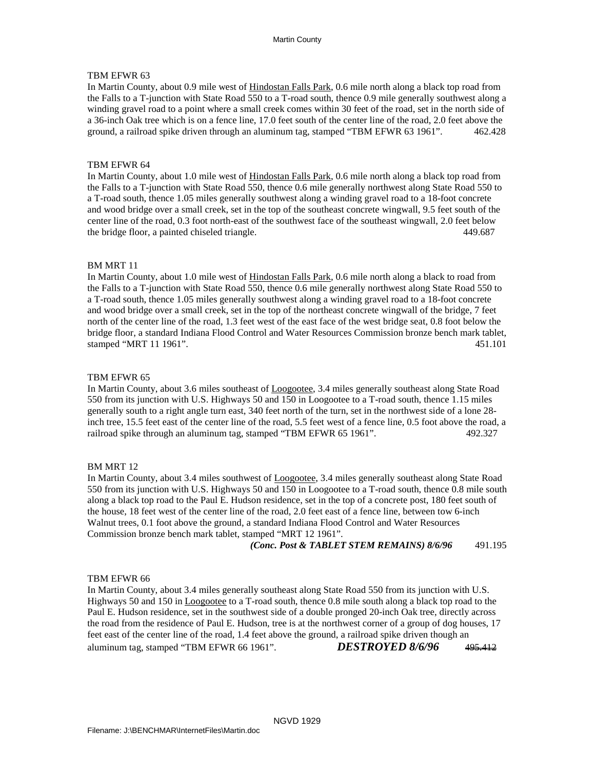TBM EFWR 63

In Martin County, about 0.9 mile west of Hindostan Falls Park, 0.6 mile north along a black top road from the Falls to a T-junction with State Road 550 to a T-road south, thence 0.9 mile generally southwest along a winding gravel road to a point where a small creek comes within 30 feet of the road, set in the north side of a 36-inch Oak tree which is on a fence line, 17.0 feet south of the center line of the road, 2.0 feet above the ground, a railroad spike driven through an aluminum tag, stamped "TBM EFWR 63 1961". 462.428

TBM EFWR 64

In Martin County, about 1.0 mile west of Hindostan Falls Park, 0.6 mile north along a black top road from the Falls to a T-junction with State Road 550, thence 0.6 mile generally northwest along State Road 550 to a T-road south, thence 1.05 miles generally southwest along a winding gravel road to a 18-foot concrete and wood bridge over a small creek, set in the top of the southeast concrete wingwall, 9.5 feet south of the center line of the road, 0.3 foot north-east of the southwest face of the southeast wingwall, 2.0 feet below the bridge floor, a painted chiseled triangle. 449.687

BM MRT 11

In Martin County, about 1.0 mile west of Hindostan Falls Park, 0.6 mile north along a black to road from the Falls to a T-junction with State Road 550, thence 0.6 mile generally northwest along State Road 550 to a T-road south, thence 1.05 miles generally southwest along a winding gravel road to a 18-foot concrete and wood bridge over a small creek, set in the top of the northeast concrete wingwall of the bridge, 7 feet north of the center line of the road, 1.3 feet west of the east face of the west bridge seat, 0.8 foot below the bridge floor, a standard Indiana Flood Control and Water Resources Commission bronze bench mark tablet, stamped "MRT 11 1961". 451.101

TBM EFWR 65

In Martin County, about 3.6 miles southeast of Loogootee, 3.4 miles generally southeast along State Road 550 from its junction with U.S. Highways 50 and 150 in Loogootee to a T-road south, thence 1.15 miles generally south to a right angle turn east, 340 feet north of the turn, set in the northwest side of a lone 28-inch tree, 15.5 feet east of the center line of the road, 5.5 feet west of a fence line, 0.5 foot above the road, a railroad spike through an aluminum tag, stamped "TBM EFWR 65 1961". 492.327

BM MRT 12

In Martin County, about 3.4 miles southwest of Loogootee, 3.4 miles generally southeast along State Road 550 from its junction with U.S. Highways 50 and 150 in Loogootee to a T-road south, thence 0.8 mile south along a black top road to the Paul E. Hudson residence, set in the top of a concrete post, 180 feet south of the house, 18 feet west of the center line of the road, 2.0 feet east of a fence line, between tow 6-inch Walnut trees, 0.1 foot above the ground, a standard Indiana Flood Control and Water Resources Commission bronze bench mark tablet, stamped "MRT 12 1961".

***(Conc. Post & TABLET STEM REMAINS) 8/6/96*** 491.195

TBM EFWR 66

In Martin County, about 3.4 miles generally southeast along State Road 550 from its junction with U.S. Highways 50 and 150 in Loogootee to a T-road south, thence 0.8 mile south along a black top road to the Paul E. Hudson residence, set in the southwest side of a double pronged 20-inch Oak tree, directly across the road from the residence of Paul E. Hudson, tree is at the northwest corner of a group of dog houses, 17 feet east of the center line of the road, 1.4 feet above the ground, a railroad spike driven though an aluminum tag, stamped "TBM EFWR 66 1961". ***DESTROYED 8/6/96*** ~~495.412~~

NGVD 1929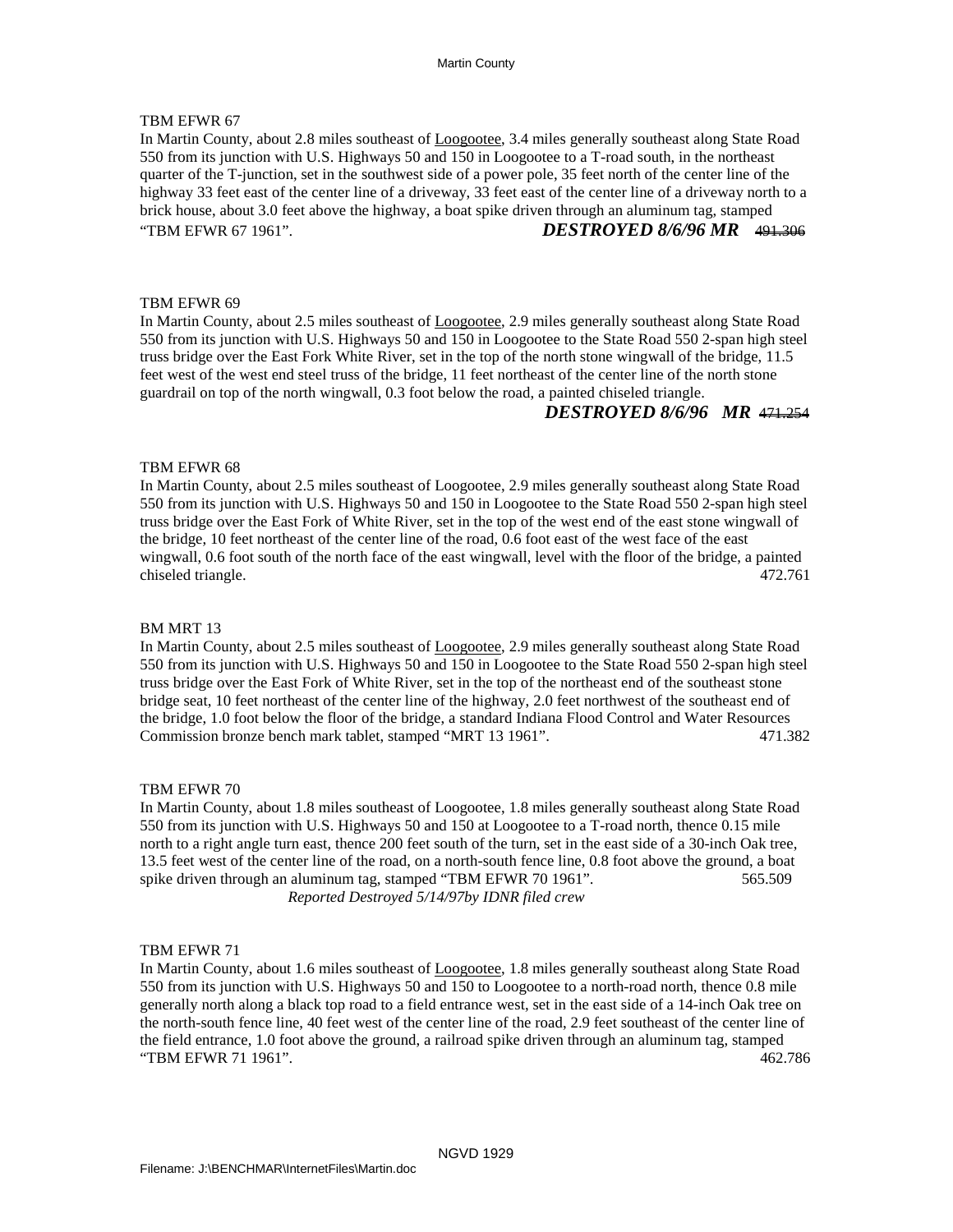TBM EFWR 67

In Martin County, about 2.8 miles southeast of Loogootee, 3.4 miles generally southeast along State Road 550 from its junction with U.S. Highways 50 and 150 in Loogootee to a T-road south, in the northeast quarter of the T-junction, set in the southwest side of a power pole, 35 feet north of the center line of the highway 33 feet east of the center line of a driveway, 33 feet east of the center line of a driveway north to a brick house, about 3.0 feet above the highway, a boat spike driven through an aluminum tag, stamped "TBM EFWR 67 1961". ***DESTROYED 8/6/96 MR*** ~~491.306~~

TBM EFWR 69

In Martin County, about 2.5 miles southeast of Loogootee, 2.9 miles generally southeast along State Road 550 from its junction with U.S. Highways 50 and 150 in Loogootee to the State Road 550 2-span high steel truss bridge over the East Fork White River, set in the top of the north stone wingwall of the bridge, 11.5 feet west of the west end steel truss of the bridge, 11 feet northeast of the center line of the north stone guardrail on top of the north wingwall, 0.3 foot below the road, a painted chiseled triangle.

***DESTROYED 8/6/96 MR*** ~~471.254~~

TBM EFWR 68

In Martin County, about 2.5 miles southeast of Loogootee, 2.9 miles generally southeast along State Road 550 from its junction with U.S. Highways 50 and 150 in Loogootee to the State Road 550 2-span high steel truss bridge over the East Fork of White River, set in the top of the west end of the east stone wingwall of the bridge, 10 feet northeast of the center line of the road, 0.6 foot east of the west face of the east wingwall, 0.6 foot south of the north face of the east wingwall, level with the floor of the bridge, a painted chiseled triangle. 472.761

BM MRT 13

In Martin County, about 2.5 miles southeast of Loogootee, 2.9 miles generally southeast along State Road 550 from its junction with U.S. Highways 50 and 150 in Loogootee to the State Road 550 2-span high steel truss bridge over the East Fork of White River, set in the top of the northeast end of the southeast stone bridge seat, 10 feet northeast of the center line of the highway, 2.0 feet northwest of the southeast end of the bridge, 1.0 foot below the floor of the bridge, a standard Indiana Flood Control and Water Resources Commission bronze bench mark tablet, stamped "MRT 13 1961". 471.382

TBM EFWR 70

In Martin County, about 1.8 miles southeast of Loogootee, 1.8 miles generally southeast along State Road 550 from its junction with U.S. Highways 50 and 150 at Loogootee to a T-road north, thence 0.15 mile north to a right angle turn east, thence 200 feet south of the turn, set in the east side of a 30-inch Oak tree, 13.5 feet west of the center line of the road, on a north-south fence line, 0.8 foot above the ground, a boat spike driven through an aluminum tag, stamped "TBM EFWR 70 1961". 565.509

*Reported Destroyed 5/14/97by IDNR filed crew*

TBM EFWR 71

In Martin County, about 1.6 miles southeast of Loogootee, 1.8 miles generally southeast along State Road 550 from its junction with U.S. Highways 50 and 150 to Loogootee to a north-road north, thence 0.8 mile generally north along a black top road to a field entrance west, set in the east side of a 14-inch Oak tree on the north-south fence line, 40 feet west of the center line of the road, 2.9 feet southeast of the center line of the field entrance, 1.0 foot above the ground, a railroad spike driven through an aluminum tag, stamped "TBM EFWR 71 1961". 462.786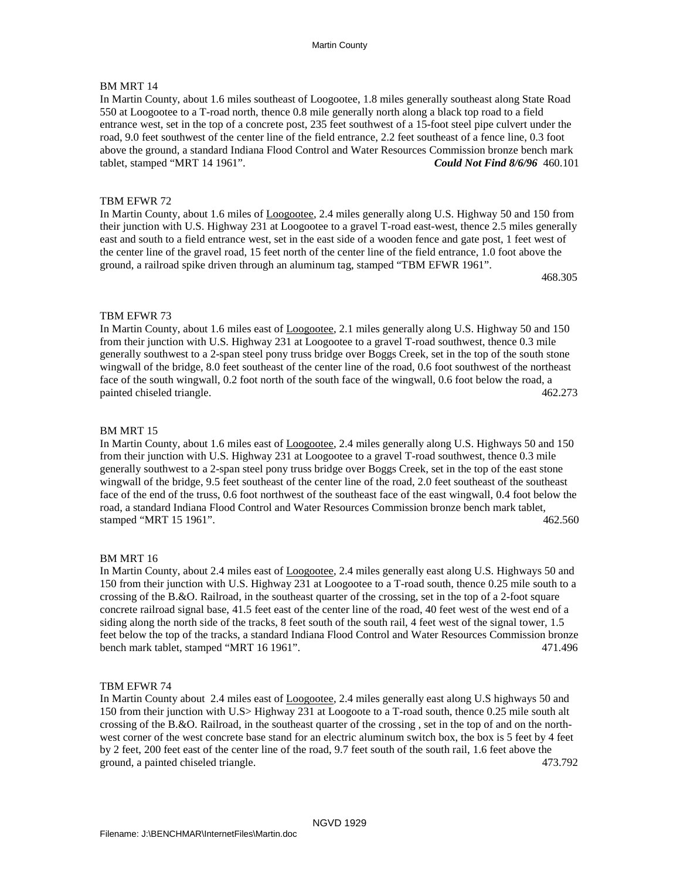BM MRT 14

In Martin County, about 1.6 miles southeast of Loogootee, 1.8 miles generally southeast along State Road 550 at Loogootee to a T-road north, thence 0.8 mile generally north along a black top road to a field entrance west, set in the top of a concrete post, 235 feet southwest of a 15-foot steel pipe culvert under the road, 9.0 feet southwest of the center line of the field entrance, 2.2 feet southeast of a fence line, 0.3 foot above the ground, a standard Indiana Flood Control and Water Resources Commission bronze bench mark tablet, stamped "MRT 14 1961". ***Could Not Find 8/6/96*** 460.101

TBM EFWR 72

In Martin County, about 1.6 miles of Loogootee, 2.4 miles generally along U.S. Highway 50 and 150 from their junction with U.S. Highway 231 at Loogootee to a gravel T-road east-west, thence 2.5 miles generally east and south to a field entrance west, set in the east side of a wooden fence and gate post, 1 feet west of the center line of the gravel road, 15 feet north of the center line of the field entrance, 1.0 foot above the ground, a railroad spike driven through an aluminum tag, stamped "TBM EFWR 1961".

468.305

TBM EFWR 73

In Martin County, about 1.6 miles east of Loogootee, 2.1 miles generally along U.S. Highway 50 and 150 from their junction with U.S. Highway 231 at Loogootee to a gravel T-road southwest, thence 0.3 mile generally southwest to a 2-span steel pony truss bridge over Boggs Creek, set in the top of the south stone wingwall of the bridge, 8.0 feet southeast of the center line of the road, 0.6 foot southwest of the northeast face of the south wingwall, 0.2 foot north of the south face of the wingwall, 0.6 foot below the road, a painted chiseled triangle. 462.273

BM MRT 15

In Martin County, about 1.6 miles east of Loogootee, 2.4 miles generally along U.S. Highways 50 and 150 from their junction with U.S. Highway 231 at Loogootee to a gravel T-road southwest, thence 0.3 mile generally southwest to a 2-span steel pony truss bridge over Boggs Creek, set in the top of the east stone wingwall of the bridge, 9.5 feet southeast of the center line of the road, 2.0 feet southeast of the southeast face of the end of the truss, 0.6 foot northwest of the southeast face of the east wingwall, 0.4 foot below the road, a standard Indiana Flood Control and Water Resources Commission bronze bench mark tablet, stamped "MRT 15 1961". 462.560

BM MRT 16

In Martin County, about 2.4 miles east of Loogootee, 2.4 miles generally east along U.S. Highways 50 and 150 from their junction with U.S. Highway 231 at Loogootee to a T-road south, thence 0.25 mile south to a crossing of the B.&O. Railroad, in the southeast quarter of the crossing, set in the top of a 2-foot square concrete railroad signal base, 41.5 feet east of the center line of the road, 40 feet west of the west end of a siding along the north side of the tracks, 8 feet south of the south rail, 4 feet west of the signal tower, 1.5 feet below the top of the tracks, a standard Indiana Flood Control and Water Resources Commission bronze bench mark tablet, stamped "MRT 16 1961". 471.496

TBM EFWR 74

In Martin County about 2.4 miles east of Loogootee, 2.4 miles generally east along U.S highways 50 and 150 from their junction with U.S> Highway 231 at Loogoote to a T-road south, thence 0.25 mile south alt crossing of the B.&O. Railroad, in the southeast quarter of the crossing , set in the top of and on the north-west corner of the west concrete base stand for an electric aluminum switch box, the box is 5 feet by 4 feet by 2 feet, 200 feet east of the center line of the road, 9.7 feet south of the south rail, 1.6 feet above the ground, a painted chiseled triangle. 473.792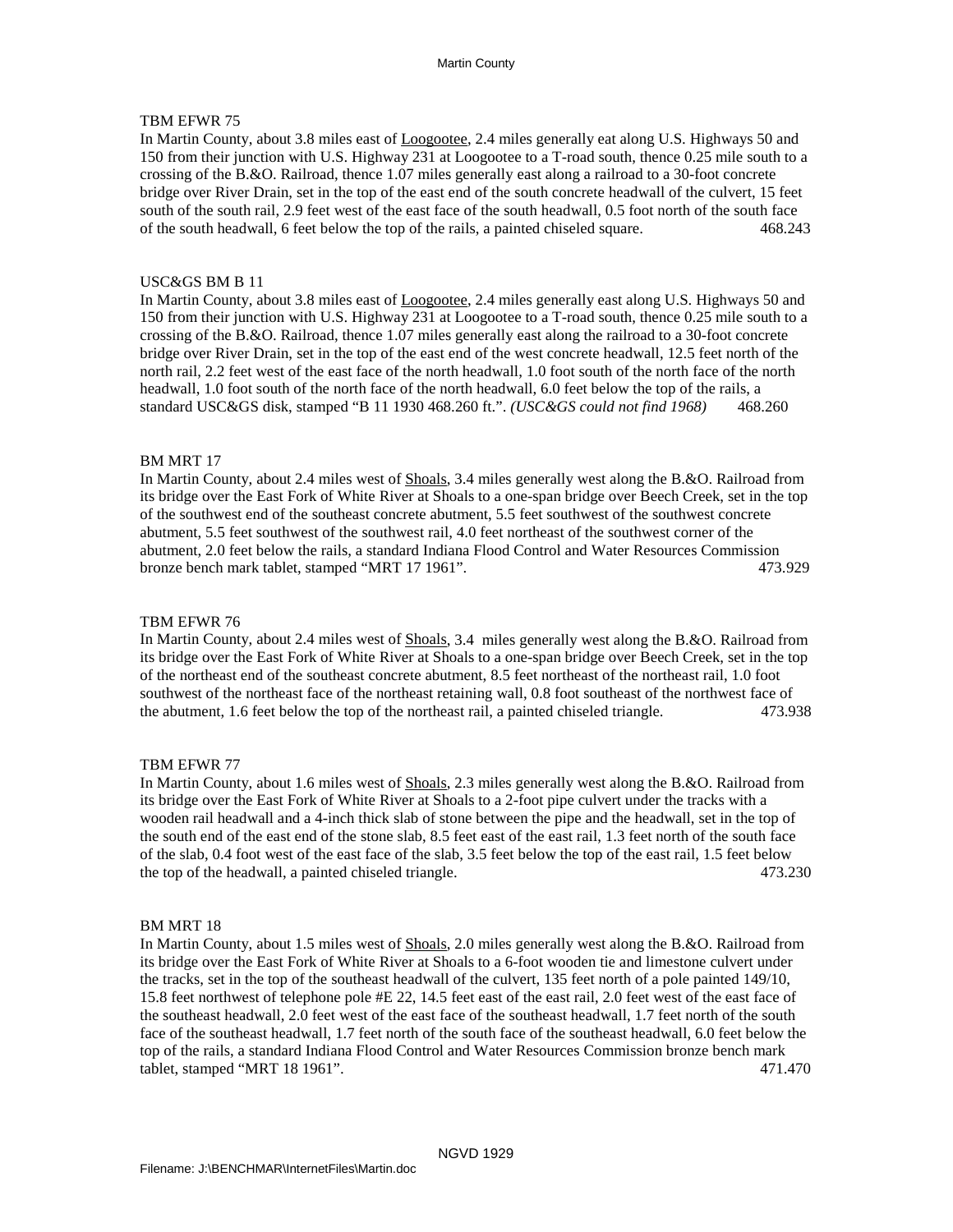TBM EFWR 75

In Martin County, about 3.8 miles east of Loogootee, 2.4 miles generally eat along U.S. Highways 50 and 150 from their junction with U.S. Highway 231 at Loogootee to a T-road south, thence 0.25 mile south to a crossing of the B.&O. Railroad, thence 1.07 miles generally east along a railroad to a 30-foot concrete bridge over River Drain, set in the top of the east end of the south concrete headwall of the culvert, 15 feet south of the south rail, 2.9 feet west of the east face of the south headwall, 0.5 foot north of the south face of the south headwall, 6 feet below the top of the rails, a painted chiseled square. 468.243

USC&GS BM B 11

In Martin County, about 3.8 miles east of Loogootee, 2.4 miles generally east along U.S. Highways 50 and 150 from their junction with U.S. Highway 231 at Loogootee to a T-road south, thence 0.25 mile south to a crossing of the B.&O. Railroad, thence 1.07 miles generally east along the railroad to a 30-foot concrete bridge over River Drain, set in the top of the east end of the west concrete headwall, 12.5 feet north of the north rail, 2.2 feet west of the east face of the north headwall, 1.0 foot south of the north face of the north headwall, 1.0 foot south of the north face of the north headwall, 6.0 feet below the top of the rails, a standard USC&GS disk, stamped “B 11 1930 468.260 ft.”. *(USC&GS could not find 1968)* 468.260

BM MRT 17

In Martin County, about 2.4 miles west of Shoals, 3.4 miles generally west along the B.&O. Railroad from its bridge over the East Fork of White River at Shoals to a one-span bridge over Beech Creek, set in the top of the southwest end of the southeast concrete abutment, 5.5 feet southwest of the southwest concrete abutment, 5.5 feet southwest of the southwest rail, 4.0 feet northeast of the southwest corner of the abutment, 2.0 feet below the rails, a standard Indiana Flood Control and Water Resources Commission bronze bench mark tablet, stamped “MRT 17 1961”. 473.929

TBM EFWR 76

In Martin County, about 2.4 miles west of Shoals, 3.4 miles generally west along the B.&O. Railroad from its bridge over the East Fork of White River at Shoals to a one-span bridge over Beech Creek, set in the top of the northeast end of the southeast concrete abutment, 8.5 feet northeast of the northeast rail, 1.0 foot southwest of the northeast face of the northeast retaining wall, 0.8 foot southeast of the northwest face of the abutment, 1.6 feet below the top of the northeast rail, a painted chiseled triangle. 473.938

TBM EFWR 77

In Martin County, about 1.6 miles west of Shoals, 2.3 miles generally west along the B.&O. Railroad from its bridge over the East Fork of White River at Shoals to a 2-foot pipe culvert under the tracks with a wooden rail headwall and a 4-inch thick slab of stone between the pipe and the headwall, set in the top of the south end of the east end of the stone slab, 8.5 feet east of the east rail, 1.3 feet north of the south face of the slab, 0.4 foot west of the east face of the slab, 3.5 feet below the top of the east rail, 1.5 feet below the top of the headwall, a painted chiseled triangle. 473.230

BM MRT 18

In Martin County, about 1.5 miles west of Shoals, 2.0 miles generally west along the B.&O. Railroad from its bridge over the East Fork of White River at Shoals to a 6-foot wooden tie and limestone culvert under the tracks, set in the top of the southeast headwall of the culvert, 135 feet north of a pole painted 149/10, 15.8 feet northwest of telephone pole #E 22, 14.5 feet east of the east rail, 2.0 feet west of the east face of the southeast headwall, 2.0 feet west of the east face of the southeast headwall, 1.7 feet north of the south face of the southeast headwall, 1.7 feet north of the south face of the southeast headwall, 6.0 feet below the top of the rails, a standard Indiana Flood Control and Water Resources Commission bronze bench mark tablet, stamped “MRT 18 1961”. 471.470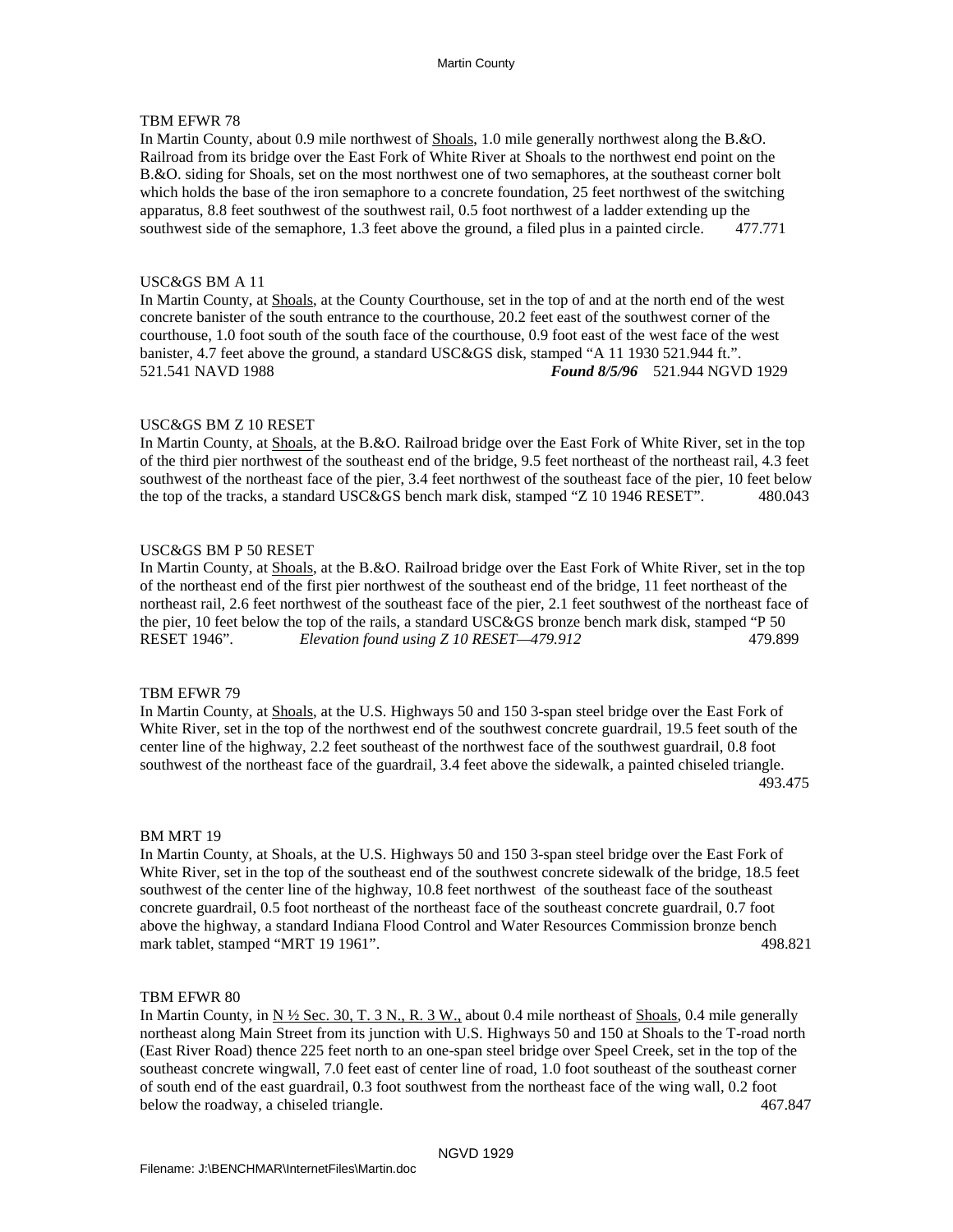TBM EFWR 78

In Martin County, about 0.9 mile northwest of Shoals, 1.0 mile generally northwest along the B.&O. Railroad from its bridge over the East Fork of White River at Shoals to the northwest end point on the B.&O. siding for Shoals, set on the most northwest one of two semaphores, at the southeast corner bolt which holds the base of the iron semaphore to a concrete foundation, 25 feet northwest of the switching apparatus, 8.8 feet southwest of the southwest rail, 0.5 foot northwest of a ladder extending up the southwest side of the semaphore, 1.3 feet above the ground, a filed plus in a painted circle. 477.771

USC&GS BM A 11

In Martin County, at Shoals, at the County Courthouse, set in the top of and at the north end of the west concrete banister of the south entrance to the courthouse, 20.2 feet east of the southwest corner of the courthouse, 1.0 foot south of the south face of the courthouse, 0.9 foot east of the west face of the west banister, 4.7 feet above the ground, a standard USC&GS disk, stamped "A 11 1930 521.944 ft.".
521.541 NAVD 1988 ***Found 8/5/96*** 521.944 NGVD 1929

USC&GS BM Z 10 RESET

In Martin County, at Shoals, at the B.&O. Railroad bridge over the East Fork of White River, set in the top of the third pier northwest of the southeast end of the bridge, 9.5 feet northeast of the northeast rail, 4.3 feet southwest of the northeast face of the pier, 3.4 feet northwest of the southeast face of the pier, 10 feet below the top of the tracks, a standard USC&GS bench mark disk, stamped "Z 10 1946 RESET". 480.043

USC&GS BM P 50 RESET

In Martin County, at Shoals, at the B.&O. Railroad bridge over the East Fork of White River, set in the top of the northeast end of the first pier northwest of the southeast end of the bridge, 11 feet northeast of the northeast rail, 2.6 feet northwest of the southeast face of the pier, 2.1 feet southwest of the northeast face of the pier, 10 feet below the top of the rails, a standard USC&GS bronze bench mark disk, stamped "P 50 RESET 1946". *Elevation found using Z 10 RESET—479.912* 479.899

TBM EFWR 79

In Martin County, at Shoals, at the U.S. Highways 50 and 150 3-span steel bridge over the East Fork of White River, set in the top of the northwest end of the southwest concrete guardrail, 19.5 feet south of the center line of the highway, 2.2 feet southeast of the northwest face of the southwest guardrail, 0.8 foot southwest of the northeast face of the guardrail, 3.4 feet above the sidewalk, a painted chiseled triangle. 493.475

BM MRT 19

In Martin County, at Shoals, at the U.S. Highways 50 and 150 3-span steel bridge over the East Fork of White River, set in the top of the southeast end of the southwest concrete sidewalk of the bridge, 18.5 feet southwest of the center line of the highway, 10.8 feet northwest of the southeast face of the southeast concrete guardrail, 0.5 foot northeast of the northeast face of the southeast concrete guardrail, 0.7 foot above the highway, a standard Indiana Flood Control and Water Resources Commission bronze bench mark tablet, stamped "MRT 19 1961". 498.821

TBM EFWR 80

In Martin County, in N ½ Sec. 30, T. 3 N., R. 3 W., about 0.4 mile northeast of Shoals, 0.4 mile generally northeast along Main Street from its junction with U.S. Highways 50 and 150 at Shoals to the T-road north (East River Road) thence 225 feet north to an one-span steel bridge over Speel Creek, set in the top of the southeast concrete wingwall, 7.0 feet east of center line of road, 1.0 foot southeast of the southeast corner of south end of the east guardrail, 0.3 foot southwest from the northeast face of the wing wall, 0.2 foot below the roadway, a chiseled triangle. 467.847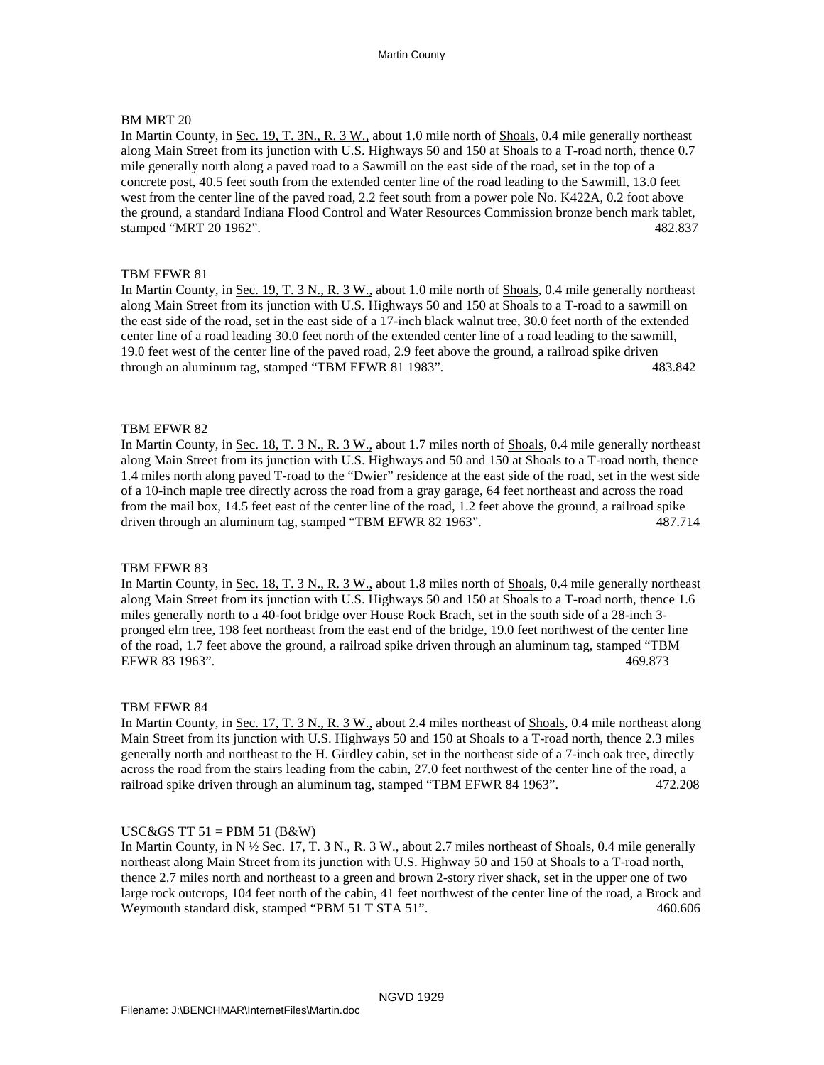BM MRT 20

In Martin County, in Sec. 19, T. 3N., R. 3 W., about 1.0 mile north of Shoals, 0.4 mile generally northeast along Main Street from its junction with U.S. Highways 50 and 150 at Shoals to a T-road north, thence 0.7 mile generally north along a paved road to a Sawmill on the east side of the road, set in the top of a concrete post, 40.5 feet south from the extended center line of the road leading to the Sawmill, 13.0 feet west from the center line of the paved road, 2.2 feet south from a power pole No. K422A, 0.2 foot above the ground, a standard Indiana Flood Control and Water Resources Commission bronze bench mark tablet, stamped "MRT 20 1962". 482.837

TBM EFWR 81

In Martin County, in Sec. 19, T. 3 N., R. 3 W., about 1.0 mile north of Shoals, 0.4 mile generally northeast along Main Street from its junction with U.S. Highways 50 and 150 at Shoals to a T-road to a sawmill on the east side of the road, set in the east side of a 17-inch black walnut tree, 30.0 feet north of the extended center line of a road leading 30.0 feet north of the extended center line of a road leading to the sawmill, 19.0 feet west of the center line of the paved road, 2.9 feet above the ground, a railroad spike driven through an aluminum tag, stamped "TBM EFWR 81 1983". 483.842

TBM EFWR 82

In Martin County, in Sec. 18, T. 3 N., R. 3 W., about 1.7 miles north of Shoals, 0.4 mile generally northeast along Main Street from its junction with U.S. Highways and 50 and 150 at Shoals to a T-road north, thence 1.4 miles north along paved T-road to the "Dwier" residence at the east side of the road, set in the west side of a 10-inch maple tree directly across the road from a gray garage, 64 feet northeast and across the road from the mail box, 14.5 feet east of the center line of the road, 1.2 feet above the ground, a railroad spike driven through an aluminum tag, stamped "TBM EFWR 82 1963". 487.714

TBM EFWR 83

In Martin County, in Sec. 18, T. 3 N., R. 3 W., about 1.8 miles north of Shoals, 0.4 mile generally northeast along Main Street from its junction with U.S. Highways 50 and 150 at Shoals to a T-road north, thence 1.6 miles generally north to a 40-foot bridge over House Rock Brach, set in the south side of a 28-inch 3-pronged elm tree, 198 feet northeast from the east end of the bridge, 19.0 feet northwest of the center line of the road, 1.7 feet above the ground, a railroad spike driven through an aluminum tag, stamped "TBM EFWR 83 1963". 469.873

TBM EFWR 84

In Martin County, in Sec. 17, T. 3 N., R. 3 W., about 2.4 miles northeast of Shoals, 0.4 mile northeast along Main Street from its junction with U.S. Highways 50 and 150 at Shoals to a T-road north, thence 2.3 miles generally north and northeast to the H. Girdley cabin, set in the northeast side of a 7-inch oak tree, directly across the road from the stairs leading from the cabin, 27.0 feet northwest of the center line of the road, a railroad spike driven through an aluminum tag, stamped "TBM EFWR 84 1963". 472.208

USC&GS TT 51 = PBM 51 (B&W)

In Martin County, in N ½ Sec. 17, T. 3 N., R. 3 W., about 2.7 miles northeast of Shoals, 0.4 mile generally northeast along Main Street from its junction with U.S. Highway 50 and 150 at Shoals to a T-road north, thence 2.7 miles north and northeast to a green and brown 2-story river shack, set in the upper one of two large rock outcrops, 104 feet north of the cabin, 41 feet northwest of the center line of the road, a Brock and Weymouth standard disk, stamped "PBM 51 T STA 51". 460.606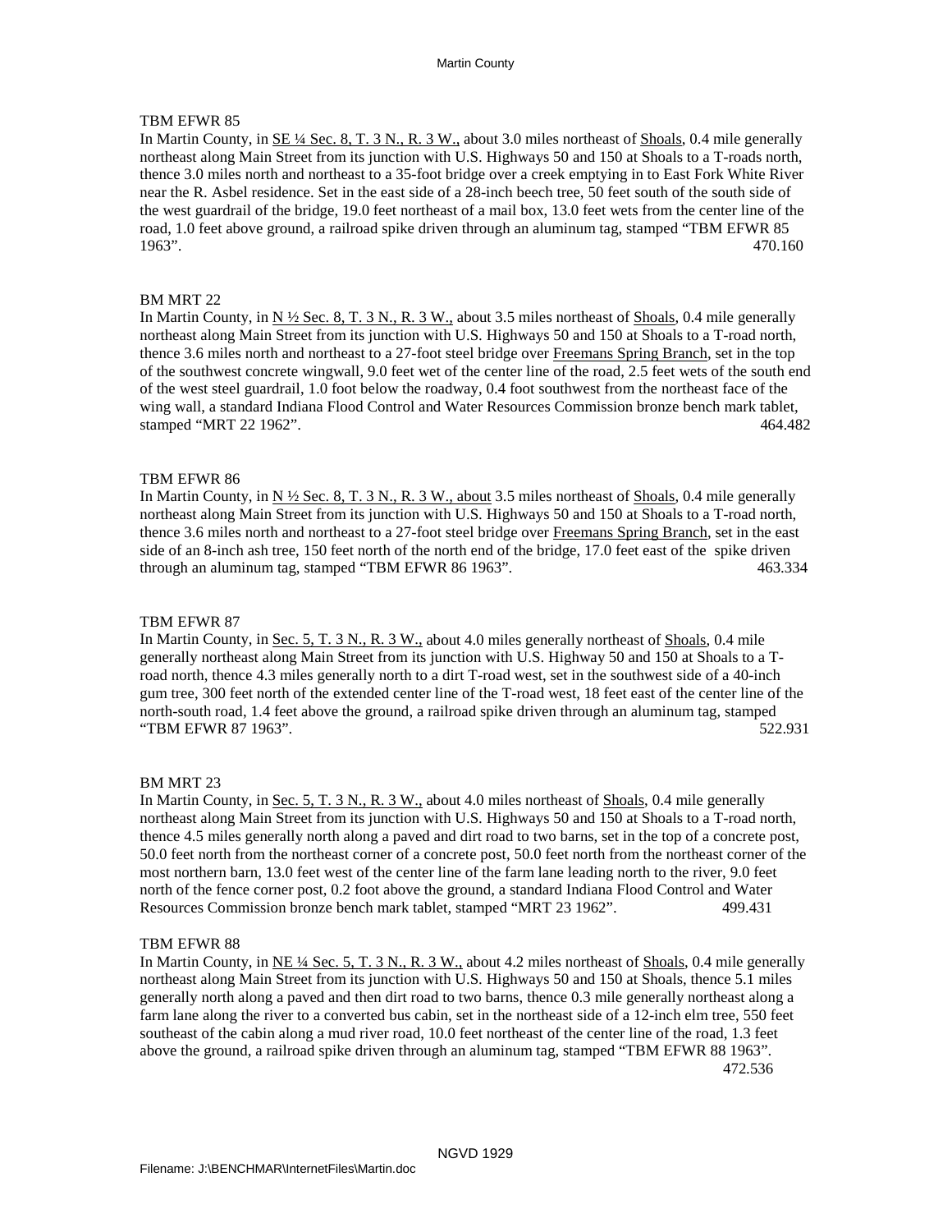TBM EFWR 85

In Martin County, in SE ¼ Sec. 8, T. 3 N., R. 3 W., about 3.0 miles northeast of Shoals, 0.4 mile generally northeast along Main Street from its junction with U.S. Highways 50 and 150 at Shoals to a T-roads north, thence 3.0 miles north and northeast to a 35-foot bridge over a creek emptying in to East Fork White River near the R. Asbel residence. Set in the east side of a 28-inch beech tree, 50 feet south of the south side of the west guardrail of the bridge, 19.0 feet northeast of a mail box, 13.0 feet wets from the center line of the road, 1.0 feet above ground, a railroad spike driven through an aluminum tag, stamped "TBM EFWR 85 1963". 470.160

BM MRT 22

In Martin County, in N ½ Sec. 8, T. 3 N., R. 3 W., about 3.5 miles northeast of Shoals, 0.4 mile generally northeast along Main Street from its junction with U.S. Highways 50 and 150 at Shoals to a T-road north, thence 3.6 miles north and northeast to a 27-foot steel bridge over Freemans Spring Branch, set in the top of the southwest concrete wingwall, 9.0 feet we of the center line of the road, 2.5 feet wets of the south end of the west steel guardrail, 1.0 foot below the roadway, 0.4 foot southwest from the northeast face of the wing wall, a standard Indiana Flood Control and Water Resources Commission bronze bench mark tablet, stamped "MRT 22 1962". 464.482

TBM EFWR 86

In Martin County, in N ½ Sec. 8, T. 3 N., R. 3 W., about 3.5 miles northeast of Shoals, 0.4 mile generally northeast along Main Street from its junction with U.S. Highways 50 and 150 at Shoals to a T-road north, thence 3.6 miles north and northeast to a 27-foot steel bridge over Freemans Spring Branch, set in the east side of an 8-inch ash tree, 150 feet north of the north end of the bridge, 17.0 feet east of the spike driven through an aluminum tag, stamped "TBM EFWR 86 1963". 463.334

TBM EFWR 87

In Martin County, in Sec. 5, T. 3 N., R. 3 W., about 4.0 miles generally northeast of Shoals, 0.4 mile generally northeast along Main Street from its junction with U.S. Highway 50 and 150 at Shoals to a T-road north, thence 4.3 miles generally north to a dirt T-road west, set in the southwest side of a 40-inch gum tree, 300 feet north of the extended center line of the T-road west, 18 feet east of the center line of the north-south road, 1.4 feet above the ground, a railroad spike driven through an aluminum tag, stamped "TBM EFWR 87 1963". 522.931

BM MRT 23

In Martin County, in Sec. 5, T. 3 N., R. 3 W., about 4.0 miles northeast of Shoals, 0.4 mile generally northeast along Main Street from its junction with U.S. Highways 50 and 150 at Shoals to a T-road north, thence 4.5 miles generally north along a paved and dirt road to two barns, set in the top of a concrete post, 50.0 feet north from the northeast corner of a concrete post, 50.0 feet north from the northeast corner of the most northern barn, 13.0 feet west of the center line of the farm lane leading north to the river, 9.0 feet north of the fence corner post, 0.2 foot above the ground, a standard Indiana Flood Control and Water Resources Commission bronze bench mark tablet, stamped "MRT 23 1962". 499.431

TBM EFWR 88

In Martin County, in NE ¼ Sec. 5, T. 3 N., R. 3 W., about 4.2 miles northeast of Shoals, 0.4 mile generally northeast along Main Street from its junction with U.S. Highways 50 and 150 at Shoals, thence 5.1 miles generally north along a paved and then dirt road to two barns, thence 0.3 mile generally northeast along a farm lane along the river to a converted bus cabin, set in the northeast side of a 12-inch elm tree, 550 feet southeast of the cabin along a mud river road, 10.0 feet northeast of the center line of the road, 1.3 feet above the ground, a railroad spike driven through an aluminum tag, stamped "TBM EFWR 88 1963". 472.536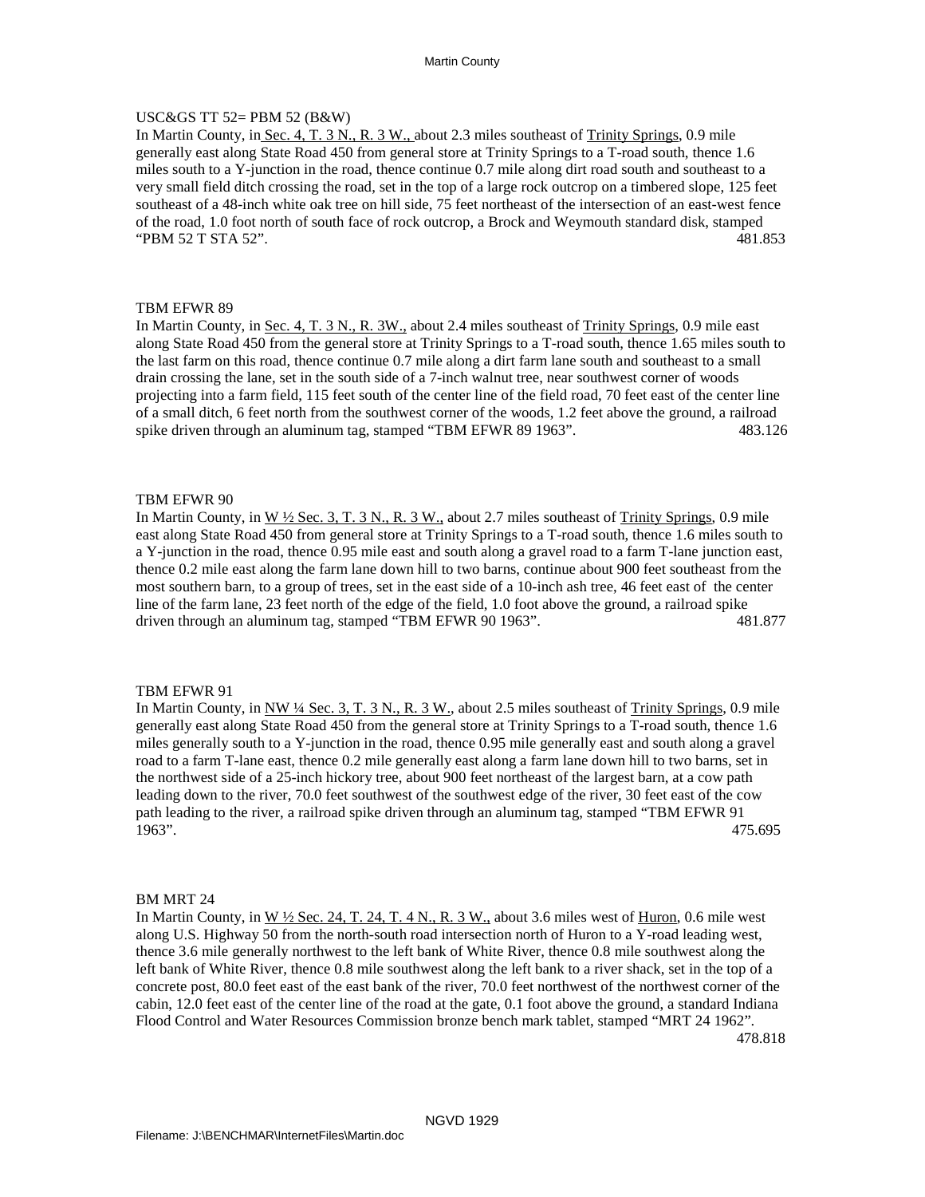USC&GS TT 52= PBM 52 (B&W)

In Martin County, in Sec. 4, T. 3 N., R. 3 W., about 2.3 miles southeast of Trinity Springs, 0.9 mile generally east along State Road 450 from general store at Trinity Springs to a T-road south, thence 1.6 miles south to a Y-junction in the road, thence continue 0.7 mile along dirt road south and southeast to a very small field ditch crossing the road, set in the top of a large rock outcrop on a timbered slope, 125 feet southeast of a 48-inch white oak tree on hill side, 75 feet northeast of the intersection of an east-west fence of the road, 1.0 foot north of south face of rock outcrop, a Brock and Weymouth standard disk, stamped "PBM 52 T STA 52". 481.853

TBM EFWR 89

In Martin County, in Sec. 4, T. 3 N., R. 3W., about 2.4 miles southeast of Trinity Springs, 0.9 mile east along State Road 450 from the general store at Trinity Springs to a T-road south, thence 1.65 miles south to the last farm on this road, thence continue 0.7 mile along a dirt farm lane south and southeast to a small drain crossing the lane, set in the south side of a 7-inch walnut tree, near southwest corner of woods projecting into a farm field, 115 feet south of the center line of the field road, 70 feet east of the center line of a small ditch, 6 feet north from the southwest corner of the woods, 1.2 feet above the ground, a railroad spike driven through an aluminum tag, stamped "TBM EFWR 89 1963". 483.126

TBM EFWR 90

In Martin County, in W ½ Sec. 3, T. 3 N., R. 3 W., about 2.7 miles southeast of Trinity Springs, 0.9 mile east along State Road 450 from general store at Trinity Springs to a T-road south, thence 1.6 miles south to a Y-junction in the road, thence 0.95 mile east and south along a gravel road to a farm T-lane junction east, thence 0.2 mile east along the farm lane down hill to two barns, continue about 900 feet southeast from the most southern barn, to a group of trees, set in the east side of a 10-inch ash tree, 46 feet east of the center line of the farm lane, 23 feet north of the edge of the field, 1.0 foot above the ground, a railroad spike driven through an aluminum tag, stamped "TBM EFWR 90 1963". 481.877

TBM EFWR 91

In Martin County, in NW ¼ Sec. 3, T. 3 N., R. 3 W., about 2.5 miles southeast of Trinity Springs, 0.9 mile generally east along State Road 450 from the general store at Trinity Springs to a T-road south, thence 1.6 miles generally south to a Y-junction in the road, thence 0.95 mile generally east and south along a gravel road to a farm T-lane east, thence 0.2 mile generally east along a farm lane down hill to two barns, set in the northwest side of a 25-inch hickory tree, about 900 feet northeast of the largest barn, at a cow path leading down to the river, 70.0 feet southwest of the southwest edge of the river, 30 feet east of the cow path leading to the river, a railroad spike driven through an aluminum tag, stamped "TBM EFWR 91 1963". 475.695

BM MRT 24

In Martin County, in W ½ Sec. 24, T. 24, T. 4 N., R. 3 W., about 3.6 miles west of Huron, 0.6 mile west along U.S. Highway 50 from the north-south road intersection north of Huron to a Y-road leading west, thence 3.6 mile generally northwest to the left bank of White River, thence 0.8 mile southwest along the left bank of White River, thence 0.8 mile southwest along the left bank to a river shack, set in the top of a concrete post, 80.0 feet east of the east bank of the river, 70.0 feet northwest of the northwest corner of the cabin, 12.0 feet east of the center line of the road at the gate, 0.1 foot above the ground, a standard Indiana Flood Control and Water Resources Commission bronze bench mark tablet, stamped "MRT 24 1962". 478.818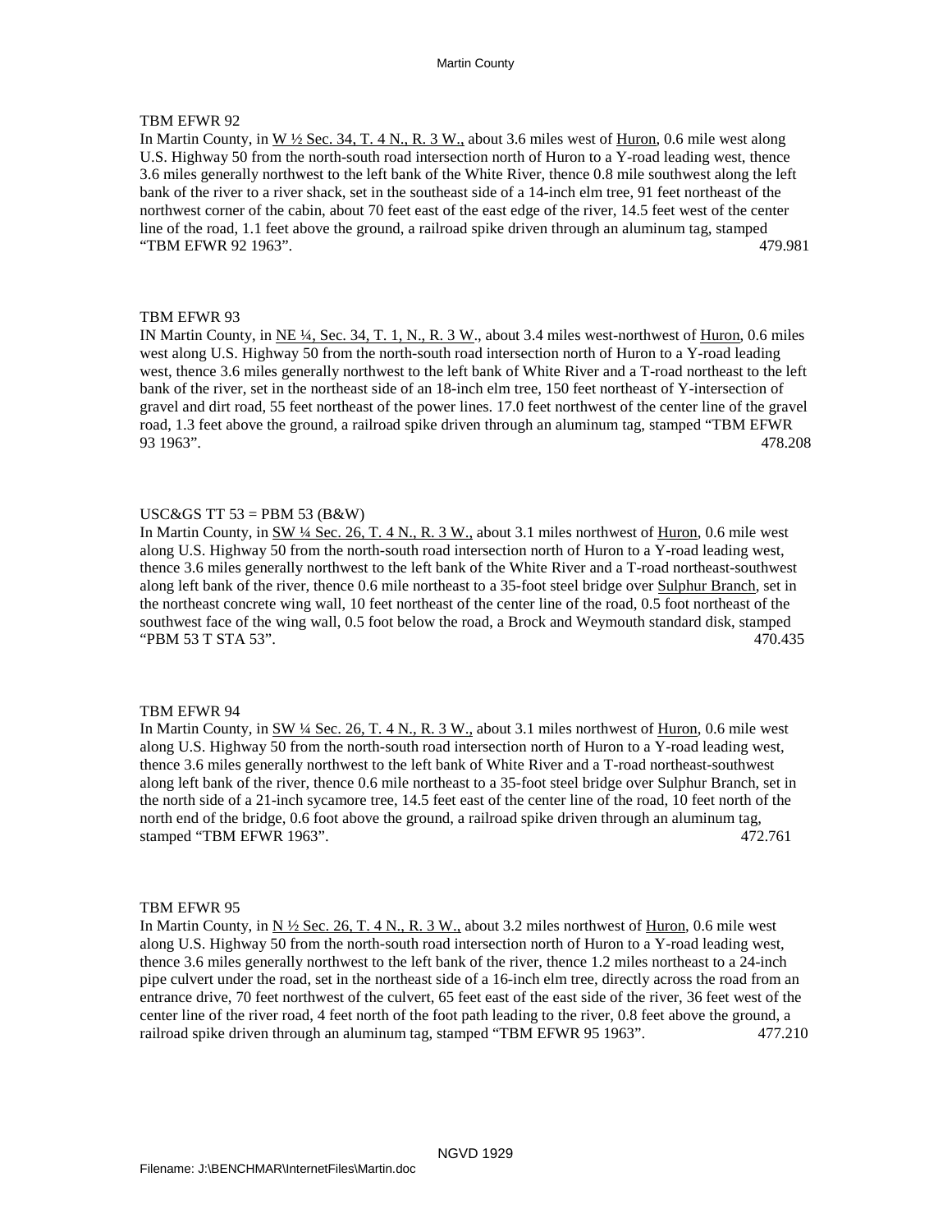TBM EFWR 92

In Martin County, in W ½ Sec. 34, T. 4 N., R. 3 W., about 3.6 miles west of Huron, 0.6 mile west along U.S. Highway 50 from the north-south road intersection north of Huron to a Y-road leading west, thence 3.6 miles generally northwest to the left bank of the White River, thence 0.8 mile southwest along the left bank of the river to a river shack, set in the southeast side of a 14-inch elm tree, 91 feet northeast of the northwest corner of the cabin, about 70 feet east of the east edge of the river, 14.5 feet west of the center line of the road, 1.1 feet above the ground, a railroad spike driven through an aluminum tag, stamped "TBM EFWR 92 1963". 479.981

TBM EFWR 93

IN Martin County, in NE ¼, Sec. 34, T. 1, N., R. 3 W., about 3.4 miles west-northwest of Huron, 0.6 miles west along U.S. Highway 50 from the north-south road intersection north of Huron to a Y-road leading west, thence 3.6 miles generally northwest to the left bank of White River and a T-road northeast to the left bank of the river, set in the northeast side of an 18-inch elm tree, 150 feet northeast of Y-intersection of gravel and dirt road, 55 feet northeast of the power lines. 17.0 feet northwest of the center line of the gravel road, 1.3 feet above the ground, a railroad spike driven through an aluminum tag, stamped "TBM EFWR 93 1963". 478.208

USC&GS TT 53 = PBM 53 (B&W)

In Martin County, in SW ¼ Sec. 26, T. 4 N., R. 3 W., about 3.1 miles northwest of Huron, 0.6 mile west along U.S. Highway 50 from the north-south road intersection north of Huron to a Y-road leading west, thence 3.6 miles generally northwest to the left bank of the White River and a T-road northeast-southwest along left bank of the river, thence 0.6 mile northeast to a 35-foot steel bridge over Sulphur Branch, set in the northeast concrete wing wall, 10 feet northeast of the center line of the road, 0.5 foot northeast of the southwest face of the wing wall, 0.5 foot below the road, a Brock and Weymouth standard disk, stamped "PBM 53 T STA 53". 470.435

TBM EFWR 94

In Martin County, in SW ¼ Sec. 26, T. 4 N., R. 3 W., about 3.1 miles northwest of Huron, 0.6 mile west along U.S. Highway 50 from the north-south road intersection north of Huron to a Y-road leading west, thence 3.6 miles generally northwest to the left bank of White River and a T-road northeast-southwest along left bank of the river, thence 0.6 mile northeast to a 35-foot steel bridge over Sulphur Branch, set in the north side of a 21-inch sycamore tree, 14.5 feet east of the center line of the road, 10 feet north of the north end of the bridge, 0.6 foot above the ground, a railroad spike driven through an aluminum tag, stamped "TBM EFWR 1963". 472.761

TBM EFWR 95

In Martin County, in N ½ Sec. 26, T. 4 N., R. 3 W., about 3.2 miles northwest of Huron, 0.6 mile west along U.S. Highway 50 from the north-south road intersection north of Huron to a Y-road leading west, thence 3.6 miles generally northwest to the left bank of the river, thence 1.2 miles northeast to a 24-inch pipe culvert under the road, set in the northeast side of a 16-inch elm tree, directly across the road from an entrance drive, 70 feet northwest of the culvert, 65 feet east of the east side of the river, 36 feet west of the center line of the river road, 4 feet north of the foot path leading to the river, 0.8 feet above the ground, a railroad spike driven through an aluminum tag, stamped "TBM EFWR 95 1963". 477.210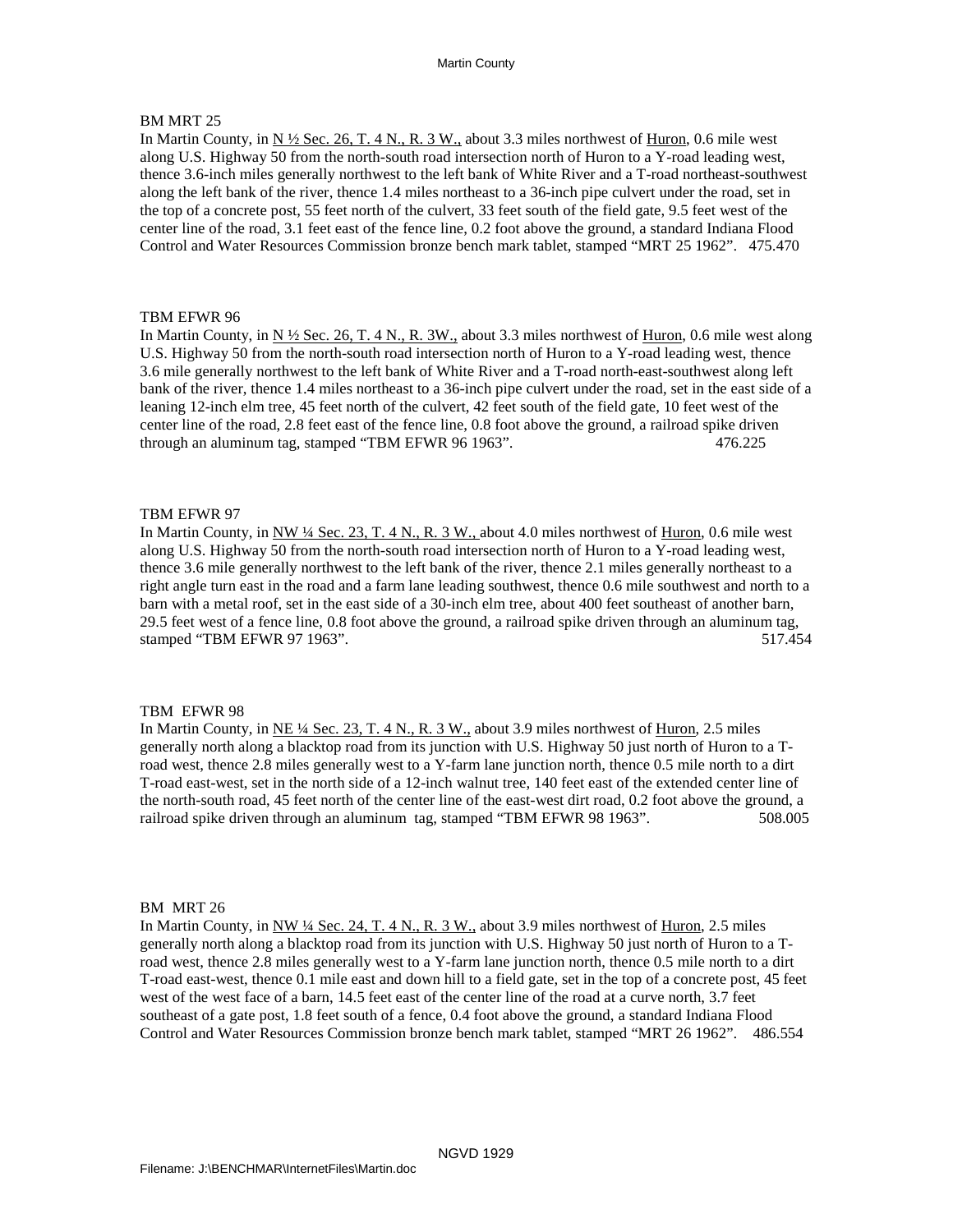BM MRT 25

In Martin County, in N ½ Sec. 26, T. 4 N., R. 3 W., about 3.3 miles northwest of Huron, 0.6 mile west along U.S. Highway 50 from the north-south road intersection north of Huron to a Y-road leading west, thence 3.6-inch miles generally northwest to the left bank of White River and a T-road northeast-southwest along the left bank of the river, thence 1.4 miles northeast to a 36-inch pipe culvert under the road, set in the top of a concrete post, 55 feet north of the culvert, 33 feet south of the field gate, 9.5 feet west of the center line of the road, 3.1 feet east of the fence line, 0.2 foot above the ground, a standard Indiana Flood Control and Water Resources Commission bronze bench mark tablet, stamped "MRT 25 1962". 475.470

TBM EFWR 96

In Martin County, in N ½ Sec. 26, T. 4 N., R. 3W., about 3.3 miles northwest of Huron, 0.6 mile west along U.S. Highway 50 from the north-south road intersection north of Huron to a Y-road leading west, thence 3.6 mile generally northwest to the left bank of White River and a T-road north-east-southwest along left bank of the river, thence 1.4 miles northeast to a 36-inch pipe culvert under the road, set in the east side of a leaning 12-inch elm tree, 45 feet north of the culvert, 42 feet south of the field gate, 10 feet west of the center line of the road, 2.8 feet east of the fence line, 0.8 foot above the ground, a railroad spike driven through an aluminum tag, stamped "TBM EFWR 96 1963". 476.225

TBM EFWR 97

In Martin County, in NW ¼ Sec. 23, T. 4 N., R. 3 W., about 4.0 miles northwest of Huron, 0.6 mile west along U.S. Highway 50 from the north-south road intersection north of Huron to a Y-road leading west, thence 3.6 mile generally northwest to the left bank of the river, thence 2.1 miles generally northeast to a right angle turn east in the road and a farm lane leading southwest, thence 0.6 mile southwest and north to a barn with a metal roof, set in the east side of a 30-inch elm tree, about 400 feet southeast of another barn, 29.5 feet west of a fence line, 0.8 foot above the ground, a railroad spike driven through an aluminum tag, stamped "TBM EFWR 97 1963". 517.454

TBM EFWR 98

In Martin County, in NE ¼ Sec. 23, T. 4 N., R. 3 W., about 3.9 miles northwest of Huron, 2.5 miles generally north along a blacktop road from its junction with U.S. Highway 50 just north of Huron to a T-road west, thence 2.8 miles generally west to a Y-farm lane junction north, thence 0.5 mile north to a dirt T-road east-west, set in the north side of a 12-inch walnut tree, 140 feet east of the extended center line of the north-south road, 45 feet north of the center line of the east-west dirt road, 0.2 foot above the ground, a railroad spike driven through an aluminum tag, stamped "TBM EFWR 98 1963". 508.005

BM MRT 26

In Martin County, in NW ¼ Sec. 24, T. 4 N., R. 3 W., about 3.9 miles northwest of Huron, 2.5 miles generally north along a blacktop road from its junction with U.S. Highway 50 just north of Huron to a T-road west, thence 2.8 miles generally west to a Y-farm lane junction north, thence 0.5 mile north to a dirt T-road east-west, thence 0.1 mile east and down hill to a field gate, set in the top of a concrete post, 45 feet west of the west face of a barn, 14.5 feet east of the center line of the road at a curve north, 3.7 feet southeast of a gate post, 1.8 feet south of a fence, 0.4 foot above the ground, a standard Indiana Flood Control and Water Resources Commission bronze bench mark tablet, stamped "MRT 26 1962". 486.554

NGVD 1929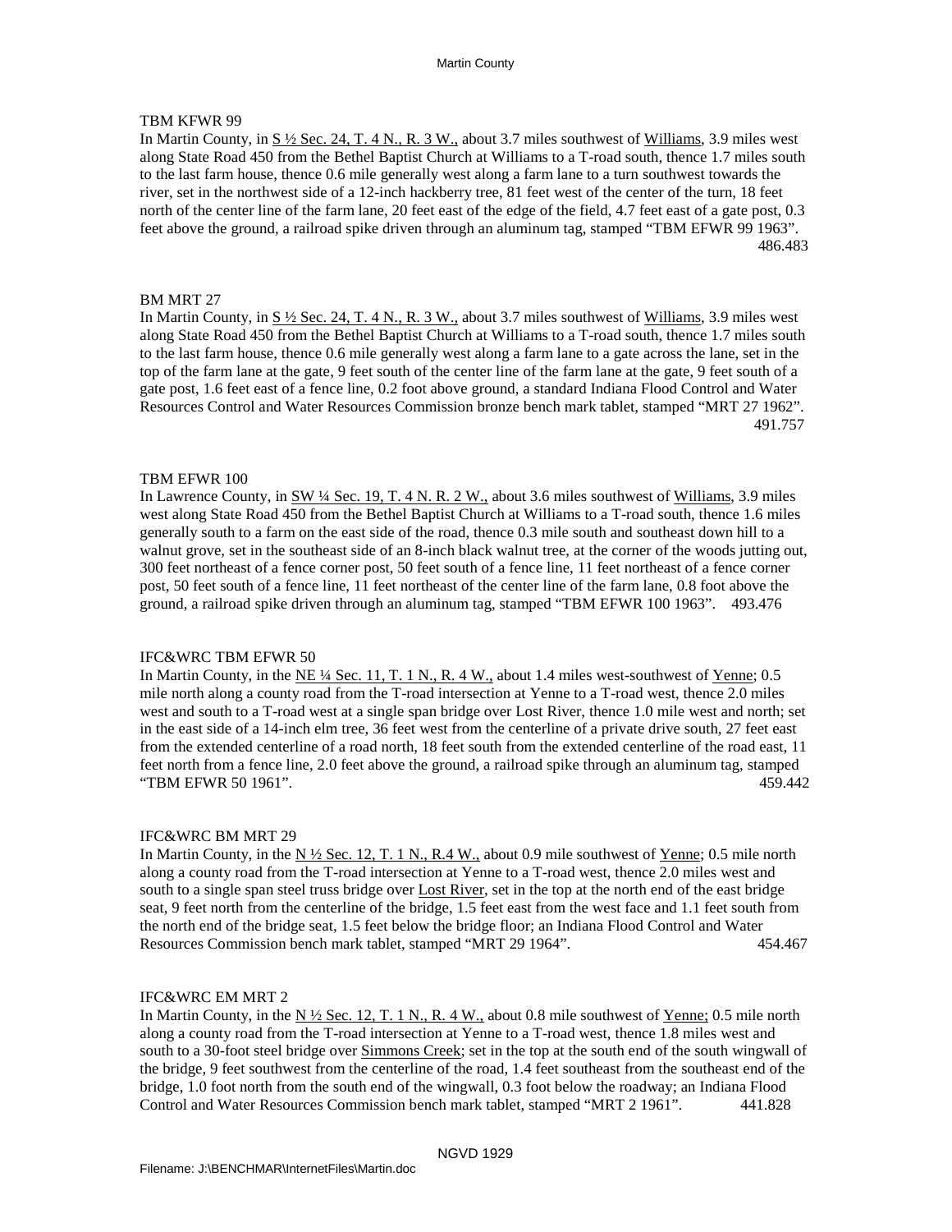TBM KFWR 99

In Martin County, in S ½ Sec. 24, T. 4 N., R. 3 W., about 3.7 miles southwest of Williams, 3.9 miles west along State Road 450 from the Bethel Baptist Church at Williams to a T-road south, thence 1.7 miles south to the last farm house, thence 0.6 mile generally west along a farm lane to a turn southwest towards the river, set in the northwest side of a 12-inch hackberry tree, 81 feet west of the center of the turn, 18 feet north of the center line of the farm lane, 20 feet east of the edge of the field, 4.7 feet east of a gate post, 0.3 feet above the ground, a railroad spike driven through an aluminum tag, stamped "TBM EFWR 99 1963".
486.483

BM MRT 27

In Martin County, in S ½ Sec. 24, T. 4 N., R. 3 W., about 3.7 miles southwest of Williams, 3.9 miles west along State Road 450 from the Bethel Baptist Church at Williams to a T-road south, thence 1.7 miles south to the last farm house, thence 0.6 mile generally west along a farm lane to a gate across the lane, set in the top of the farm lane at the gate, 9 feet south of the center line of the farm lane at the gate, 9 feet south of a gate post, 1.6 feet east of a fence line, 0.2 foot above ground, a standard Indiana Flood Control and Water Resources Control and Water Resources Commission bronze bench mark tablet, stamped "MRT 27 1962".
491.757

TBM EFWR 100

In Lawrence County, in SW ¼ Sec. 19, T. 4 N. R. 2 W., about 3.6 miles southwest of Williams, 3.9 miles west along State Road 450 from the Bethel Baptist Church at Williams to a T-road south, thence 1.6 miles generally south to a farm on the east side of the road, thence 0.3 mile south and southeast down hill to a walnut grove, set in the southeast side of an 8-inch black walnut tree, at the corner of the woods jutting out, 300 feet northeast of a fence corner post, 50 feet south of a fence line, 11 feet northeast of a fence corner post, 50 feet south of a fence line, 11 feet northeast of the center line of the farm lane, 0.8 foot above the ground, a railroad spike driven through an aluminum tag, stamped "TBM EFWR 100 1963". 493.476

IFC&WRC TBM EFWR 50

In Martin County, in the NE ¼ Sec. 11, T. 1 N., R. 4 W., about 1.4 miles west-southwest of Yenne; 0.5 mile north along a county road from the T-road intersection at Yenne to a T-road west, thence 2.0 miles west and south to a T-road west at a single span bridge over Lost River, thence 1.0 mile west and north; set in the east side of a 14-inch elm tree, 36 feet west from the centerline of a private drive south, 27 feet east from the extended centerline of a road north, 18 feet south from the extended centerline of the road east, 11 feet north from a fence line, 2.0 feet above the ground, a railroad spike through an aluminum tag, stamped "TBM EFWR 50 1961".
459.442

IFC&WRC BM MRT 29

In Martin County, in the N ½ Sec. 12, T. 1 N., R.4 W., about 0.9 mile southwest of Yenne; 0.5 mile north along a county road from the T-road intersection at Yenne to a T-road west, thence 2.0 miles west and south to a single span steel truss bridge over Lost River, set in the top at the north end of the east bridge seat, 9 feet north from the centerline of the bridge, 1.5 feet east from the west face and 1.1 feet south from the north end of the bridge seat, 1.5 feet below the bridge floor; an Indiana Flood Control and Water Resources Commission bench mark tablet, stamped "MRT 29 1964".
454.467

IFC&WRC EM MRT 2

In Martin County, in the N ½ Sec. 12, T. 1 N., R. 4 W., about 0.8 mile southwest of Yenne; 0.5 mile north along a county road from the T-road intersection at Yenne to a T-road west, thence 1.8 miles west and south to a 30-foot steel bridge over Simmons Creek; set in the top at the south end of the south wingwall of the bridge, 9 feet southwest from the centerline of the road, 1.4 feet southeast from the southeast end of the bridge, 1.0 foot north from the south end of the wingwall, 0.3 foot below the roadway; an Indiana Flood Control and Water Resources Commission bench mark tablet, stamped "MRT 2 1961".
441.828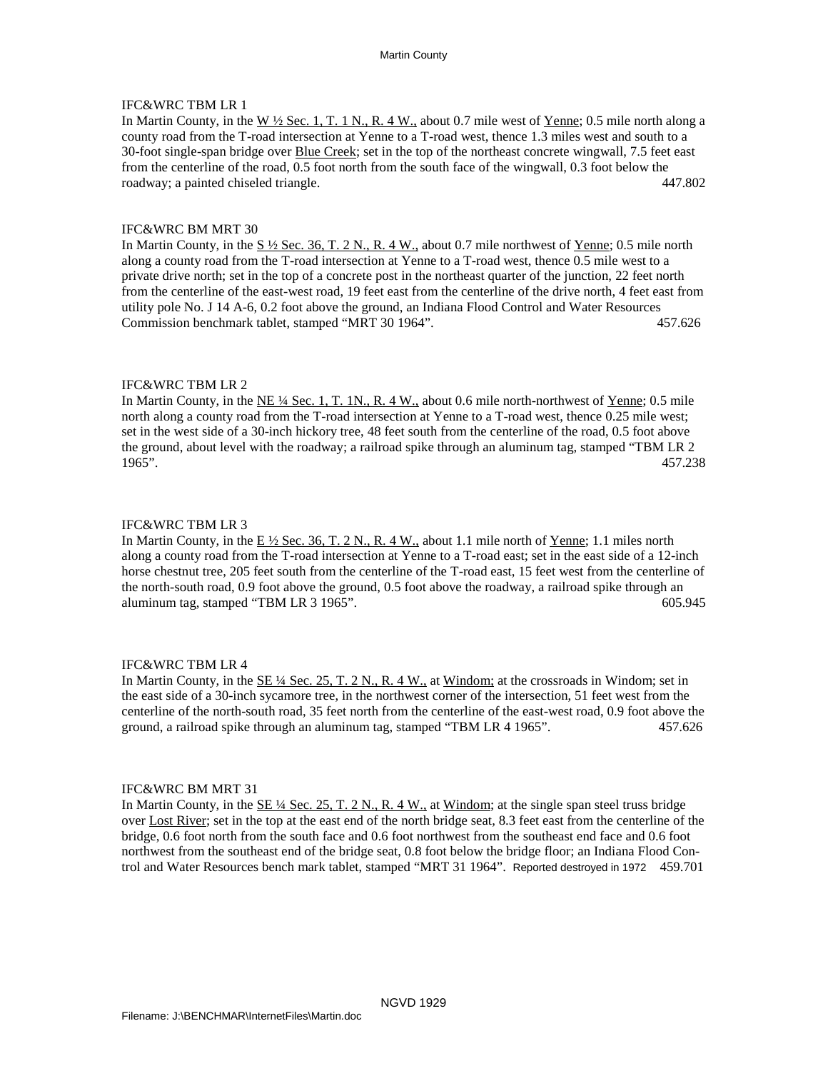IFC&WRC TBM LR 1
In Martin County, in the W ½ Sec. 1, T. 1 N., R. 4 W., about 0.7 mile west of Yenne; 0.5 mile north along a county road from the T-road intersection at Yenne to a T-road west, thence 1.3 miles west and south to a 30-foot single-span bridge over Blue Creek; set in the top of the northeast concrete wingwall, 7.5 feet east from the centerline of the road, 0.5 foot north from the south face of the wingwall, 0.3 foot below the roadway; a painted chiseled triangle. 447.802

IFC&WRC BM MRT 30
In Martin County, in the S ½ Sec. 36, T. 2 N., R. 4 W., about 0.7 mile northwest of Yenne; 0.5 mile north along a county road from the T-road intersection at Yenne to a T-road west, thence 0.5 mile west to a private drive north; set in the top of a concrete post in the northeast quarter of the junction, 22 feet north from the centerline of the east-west road, 19 feet east from the centerline of the drive north, 4 feet east from utility pole No. J 14 A-6, 0.2 foot above the ground, an Indiana Flood Control and Water Resources Commission benchmark tablet, stamped "MRT 30 1964". 457.626

IFC&WRC TBM LR 2
In Martin County, in the NE ¼ Sec. 1, T. 1N., R. 4 W., about 0.6 mile north-northwest of Yenne; 0.5 mile north along a county road from the T-road intersection at Yenne to a T-road west, thence 0.25 mile west; set in the west side of a 30-inch hickory tree, 48 feet south from the centerline of the road, 0.5 foot above the ground, about level with the roadway; a railroad spike through an aluminum tag, stamped "TBM LR 2 1965". 457.238

IFC&WRC TBM LR 3
In Martin County, in the E ½ Sec. 36, T. 2 N., R. 4 W., about 1.1 mile north of Yenne; 1.1 miles north along a county road from the T-road intersection at Yenne to a T-road east; set in the east side of a 12-inch horse chestnut tree, 205 feet south from the centerline of the T-road east, 15 feet west from the centerline of the north-south road, 0.9 foot above the ground, 0.5 foot above the roadway, a railroad spike through an aluminum tag, stamped "TBM LR 3 1965". 605.945

IFC&WRC TBM LR 4
In Martin County, in the SE ¼ Sec. 25, T. 2 N., R. 4 W., at Windom; at the crossroads in Windom; set in the east side of a 30-inch sycamore tree, in the northwest corner of the intersection, 51 feet west from the centerline of the north-south road, 35 feet north from the centerline of the east-west road, 0.9 foot above the ground, a railroad spike through an aluminum tag, stamped "TBM LR 4 1965". 457.626

IFC&WRC BM MRT 31
In Martin County, in the SE ¼ Sec. 25, T. 2 N., R. 4 W., at Windom; at the single span steel truss bridge over Lost River; set in the top at the east end of the north bridge seat, 8.3 feet east from the centerline of the bridge, 0.6 foot north from the south face and 0.6 foot northwest from the southeast end face and 0.6 foot northwest from the southeast end of the bridge seat, 0.8 foot below the bridge floor; an Indiana Flood Control and Water Resources bench mark tablet, stamped "MRT 31 1964". Reported destroyed in 1972 459.701

NGVD 1929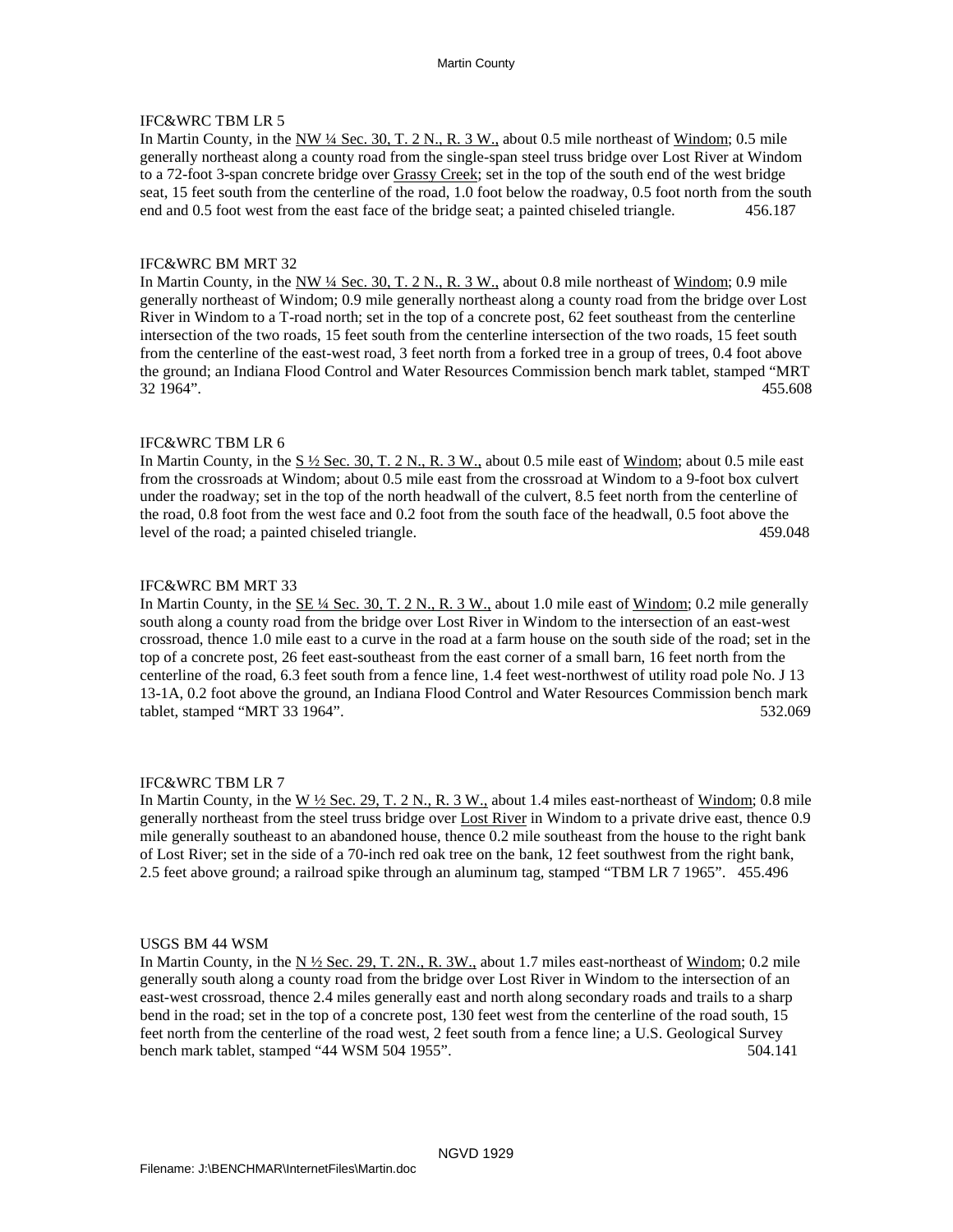IFC&WRC TBM LR 5

In Martin County, in the NW ¼ Sec. 30, T. 2 N., R. 3 W., about 0.5 mile northeast of Windom; 0.5 mile generally northeast along a county road from the single-span steel truss bridge over Lost River at Windom to a 72-foot 3-span concrete bridge over Grassy Creek; set in the top of the south end of the west bridge seat, 15 feet south from the centerline of the road, 1.0 foot below the roadway, 0.5 foot north from the south end and 0.5 foot west from the east face of the bridge seat; a painted chiseled triangle. 456.187

IFC&WRC BM MRT 32

In Martin County, in the NW ¼ Sec. 30, T. 2 N., R. 3 W., about 0.8 mile northeast of Windom; 0.9 mile generally northeast of Windom; 0.9 mile generally northeast along a county road from the bridge over Lost River in Windom to a T-road north; set in the top of a concrete post, 62 feet southeast from the centerline intersection of the two roads, 15 feet south from the centerline intersection of the two roads, 15 feet south from the centerline of the east-west road, 3 feet north from a forked tree in a group of trees, 0.4 foot above the ground; an Indiana Flood Control and Water Resources Commission bench mark tablet, stamped "MRT 32 1964". 455.608

IFC&WRC TBM LR 6

In Martin County, in the S ½ Sec. 30, T. 2 N., R. 3 W., about 0.5 mile east of Windom; about 0.5 mile east from the crossroads at Windom; about 0.5 mile east from the crossroad at Windom to a 9-foot box culvert under the roadway; set in the top of the north headwall of the culvert, 8.5 feet north from the centerline of the road, 0.8 foot from the west face and 0.2 foot from the south face of the headwall, 0.5 foot above the level of the road; a painted chiseled triangle. 459.048

IFC&WRC BM MRT 33

In Martin County, in the SE ¼ Sec. 30, T. 2 N., R. 3 W., about 1.0 mile east of Windom; 0.2 mile generally south along a county road from the bridge over Lost River in Windom to the intersection of an east-west crossroad, thence 1.0 mile east to a curve in the road at a farm house on the south side of the road; set in the top of a concrete post, 26 feet east-southeast from the east corner of a small barn, 16 feet north from the centerline of the road, 6.3 feet south from a fence line, 1.4 feet west-northwest of utility road pole No. J 13 13-1A, 0.2 foot above the ground, an Indiana Flood Control and Water Resources Commission bench mark tablet, stamped "MRT 33 1964". 532.069

IFC&WRC TBM LR 7

In Martin County, in the W ½ Sec. 29, T. 2 N., R. 3 W., about 1.4 miles east-northeast of Windom; 0.8 mile generally northeast from the steel truss bridge over Lost River in Windom to a private drive east, thence 0.9 mile generally southeast to an abandoned house, thence 0.2 mile southeast from the house to the right bank of Lost River; set in the side of a 70-inch red oak tree on the bank, 12 feet southwest from the right bank, 2.5 feet above ground; a railroad spike through an aluminum tag, stamped "TBM LR 7 1965". 455.496

USGS BM 44 WSM

In Martin County, in the N ½ Sec. 29, T. 2N., R. 3W., about 1.7 miles east-northeast of Windom; 0.2 mile generally south along a county road from the bridge over Lost River in Windom to the intersection of an east-west crossroad, thence 2.4 miles generally east and north along secondary roads and trails to a sharp bend in the road; set in the top of a concrete post, 130 feet west from the centerline of the road south, 15 feet north from the centerline of the road west, 2 feet south from a fence line; a U.S. Geological Survey bench mark tablet, stamped "44 WSM 504 1955". 504.141

NGVD 1929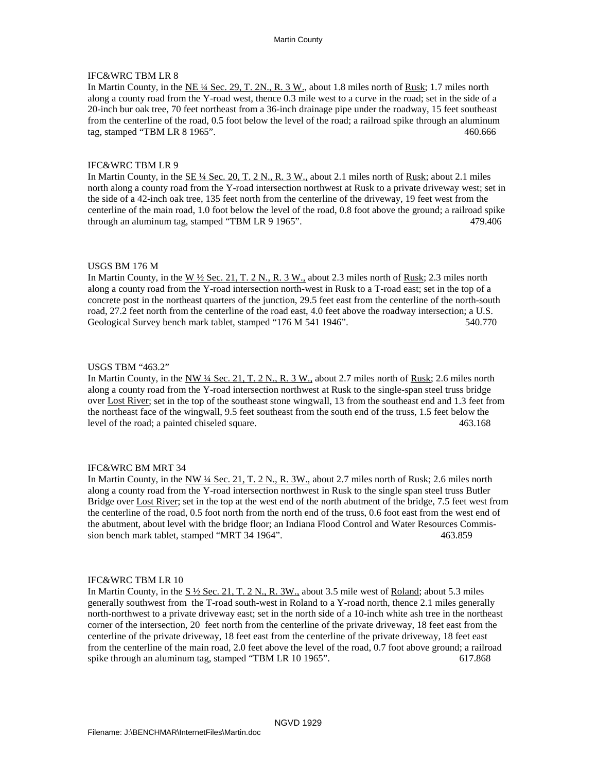IFC&WRC TBM LR 8

In Martin County, in the NE ¼ Sec. 29, T. 2N., R. 3 W., about 1.8 miles north of Rusk; 1.7 miles north along a county road from the Y-road west, thence 0.3 mile west to a curve in the road; set in the side of a 20-inch bur oak tree, 70 feet northeast from a 36-inch drainage pipe under the roadway, 15 feet southeast from the centerline of the road, 0.5 foot below the level of the road; a railroad spike through an aluminum tag, stamped "TBM LR 8 1965". 460.666

IFC&WRC TBM LR 9

In Martin County, in the SE ¼ Sec. 20, T. 2 N., R. 3 W., about 2.1 miles north of Rusk; about 2.1 miles north along a county road from the Y-road intersection northwest at Rusk to a private driveway west; set in the side of a 42-inch oak tree, 135 feet north from the centerline of the driveway, 19 feet west from the centerline of the main road, 1.0 foot below the level of the road, 0.8 foot above the ground; a railroad spike through an aluminum tag, stamped "TBM LR 9 1965". 479.406

USGS BM 176 M

In Martin County, in the W ½ Sec. 21, T. 2 N., R. 3 W., about 2.3 miles north of Rusk; 2.3 miles north along a county road from the Y-road intersection north-west in Rusk to a T-road east; set in the top of a concrete post in the northeast quarters of the junction, 29.5 feet east from the centerline of the north-south road, 27.2 feet north from the centerline of the road east, 4.0 feet above the roadway intersection; a U.S. Geological Survey bench mark tablet, stamped "176 M 541 1946". 540.770

USGS TBM "463.2"

In Martin County, in the NW ¼ Sec. 21, T. 2 N., R. 3 W., about 2.7 miles north of Rusk; 2.6 miles north along a county road from the Y-road intersection northwest at Rusk to the single-span steel truss bridge over Lost River; set in the top of the southeast stone wingwall, 13 from the southeast end and 1.3 feet from the northeast face of the wingwall, 9.5 feet southeast from the south end of the truss, 1.5 feet below the level of the road; a painted chiseled square. 463.168

IFC&WRC BM MRT 34

In Martin County, in the NW ¼ Sec. 21, T. 2 N., R. 3W., about 2.7 miles north of Rusk; 2.6 miles north along a county road from the Y-road intersection northwest in Rusk to the single span steel truss Butler Bridge over Lost River; set in the top at the west end of the north abutment of the bridge, 7.5 feet west from the centerline of the road, 0.5 foot north from the north end of the truss, 0.6 foot east from the west end of the abutment, about level with the bridge floor; an Indiana Flood Control and Water Resources Commission bench mark tablet, stamped "MRT 34 1964". 463.859

IFC&WRC TBM LR 10

In Martin County, in the S ½ Sec. 21, T. 2 N., R. 3W., about 3.5 mile west of Roland; about 5.3 miles generally southwest from the T-road south-west in Roland to a Y-road north, thence 2.1 miles generally north-northwest to a private driveway east; set in the north side of a 10-inch white ash tree in the northeast corner of the intersection, 20 feet north from the centerline of the private driveway, 18 feet east from the centerline of the private driveway, 18 feet east from the centerline of the private driveway, 18 feet east from the centerline of the main road, 2.0 feet above the level of the road, 0.7 foot above ground; a railroad spike through an aluminum tag, stamped "TBM LR 10 1965". 617.868

NGVD 1929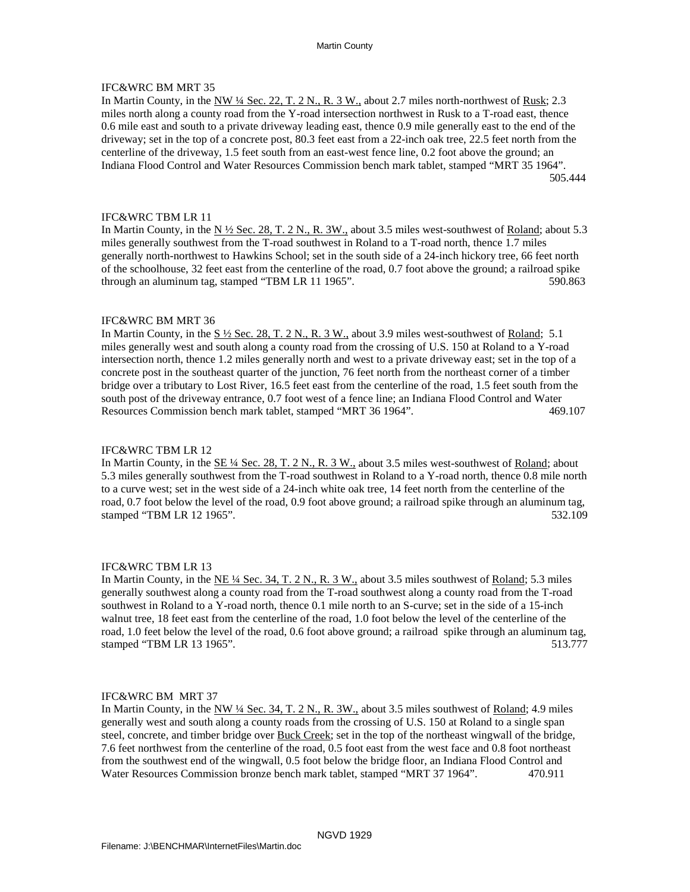IFC&WRC BM MRT 35

In Martin County, in the NW ¼ Sec. 22, T. 2 N., R. 3 W., about 2.7 miles north-northwest of Rusk; 2.3 miles north along a county road from the Y-road intersection northwest in Rusk to a T-road east, thence 0.6 mile east and south to a private driveway leading east, thence 0.9 mile generally east to the end of the driveway; set in the top of a concrete post, 80.3 feet east from a 22-inch oak tree, 22.5 feet north from the centerline of the driveway, 1.5 feet south from an east-west fence line, 0.2 foot above the ground; an Indiana Flood Control and Water Resources Commission bench mark tablet, stamped "MRT 35 1964". 505.444

IFC&WRC TBM LR 11

In Martin County, in the N ½ Sec. 28, T. 2 N., R. 3W., about 3.5 miles west-southwest of Roland; about 5.3 miles generally southwest from the T-road southwest in Roland to a T-road north, thence 1.7 miles generally north-northwest to Hawkins School; set in the south side of a 24-inch hickory tree, 66 feet north of the schoolhouse, 32 feet east from the centerline of the road, 0.7 foot above the ground; a railroad spike through an aluminum tag, stamped "TBM LR 11 1965". 590.863

IFC&WRC BM MRT 36

In Martin County, in the S ½ Sec. 28, T. 2 N., R. 3 W., about 3.9 miles west-southwest of Roland; 5.1 miles generally west and south along a county road from the crossing of U.S. 150 at Roland to a Y-road intersection north, thence 1.2 miles generally north and west to a private driveway east; set in the top of a concrete post in the southeast quarter of the junction, 76 feet north from the northeast corner of a timber bridge over a tributary to Lost River, 16.5 feet east from the centerline of the road, 1.5 feet south from the south post of the driveway entrance, 0.7 foot west of a fence line; an Indiana Flood Control and Water Resources Commission bench mark tablet, stamped "MRT 36 1964". 469.107

IFC&WRC TBM LR 12

In Martin County, in the SE ¼ Sec. 28, T. 2 N., R. 3 W., about 3.5 miles west-southwest of Roland; about 5.3 miles generally southwest from the T-road southwest in Roland to a Y-road north, thence 0.8 mile north to a curve west; set in the west side of a 24-inch white oak tree, 14 feet north from the centerline of the road, 0.7 foot below the level of the road, 0.9 foot above ground; a railroad spike through an aluminum tag, stamped "TBM LR 12 1965". 532.109

IFC&WRC TBM LR 13

In Martin County, in the NE ¼ Sec. 34, T. 2 N., R. 3 W., about 3.5 miles southwest of Roland; 5.3 miles generally southwest along a county road from the T-road southwest along a county road from the T-road southwest in Roland to a Y-road north, thence 0.1 mile north to an S-curve; set in the side of a 15-inch walnut tree, 18 feet east from the centerline of the road, 1.0 foot below the level of the centerline of the road, 1.0 feet below the level of the road, 0.6 foot above ground; a railroad spike through an aluminum tag, stamped "TBM LR 13 1965". 513.777

IFC&WRC BM MRT 37

In Martin County, in the NW ¼ Sec. 34, T. 2 N., R. 3W., about 3.5 miles southwest of Roland; 4.9 miles generally west and south along a county roads from the crossing of U.S. 150 at Roland to a single span steel, concrete, and timber bridge over Buck Creek; set in the top of the northeast wingwall of the bridge, 7.6 feet northwest from the centerline of the road, 0.5 foot east from the west face and 0.8 foot northeast from the southwest end of the wingwall, 0.5 foot below the bridge floor, an Indiana Flood Control and Water Resources Commission bronze bench mark tablet, stamped "MRT 37 1964". 470.911

NGVD 1929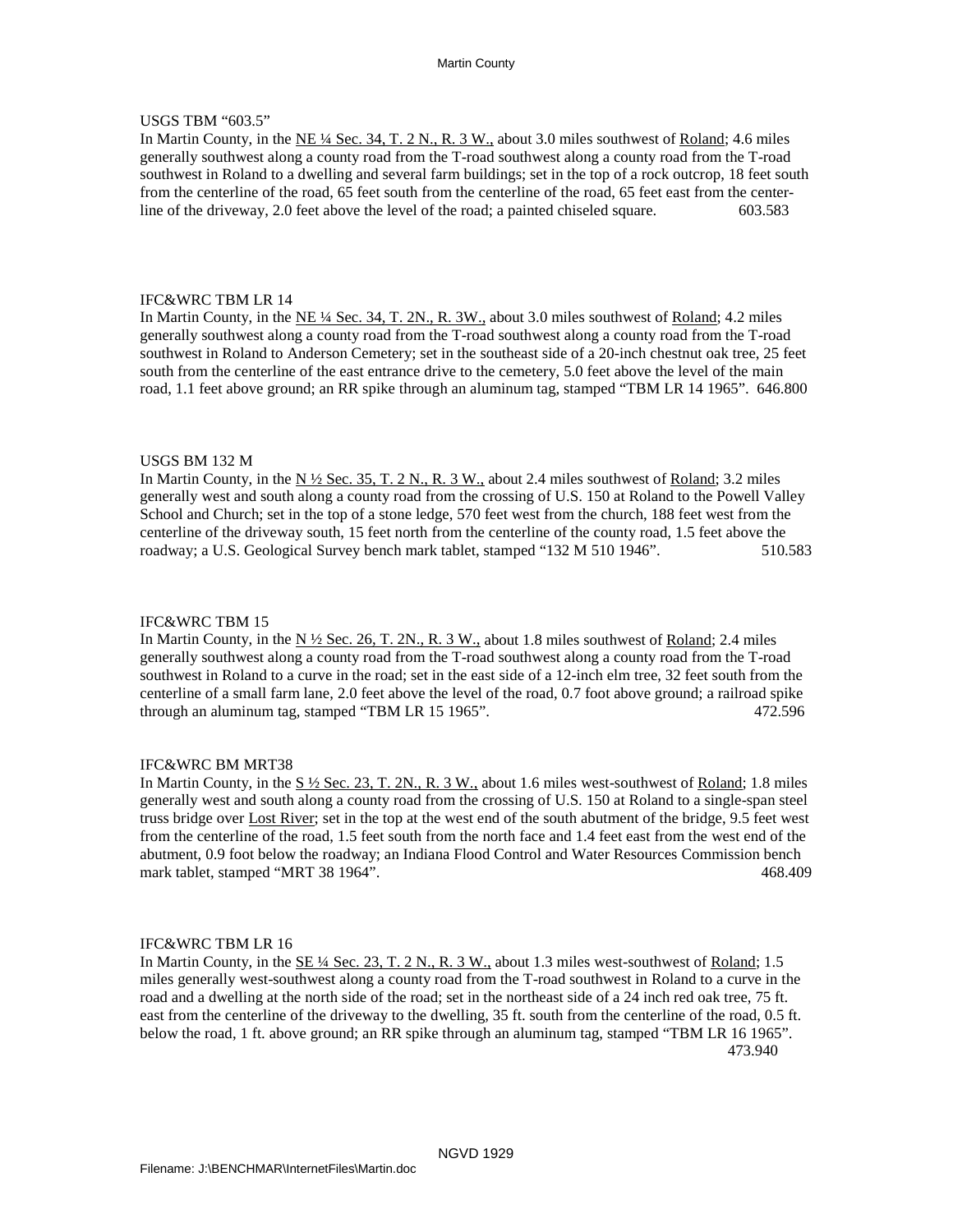USGS TBM "603.5"

In Martin County, in the NE ¼ Sec. 34, T. 2 N., R. 3 W., about 3.0 miles southwest of Roland; 4.6 miles generally southwest along a county road from the T-road southwest along a county road from the T-road southwest in Roland to a dwelling and several farm buildings; set in the top of a rock outcrop, 18 feet south from the centerline of the road, 65 feet south from the centerline of the road, 65 feet east from the centerline of the driveway, 2.0 feet above the level of the road; a painted chiseled square. 603.583

IFC&WRC TBM LR 14

In Martin County, in the NE ¼ Sec. 34, T. 2N., R. 3W., about 3.0 miles southwest of Roland; 4.2 miles generally southwest along a county road from the T-road southwest along a county road from the T-road southwest in Roland to Anderson Cemetery; set in the southeast side of a 20-inch chestnut oak tree, 25 feet south from the centerline of the east entrance drive to the cemetery, 5.0 feet above the level of the main road, 1.1 feet above ground; an RR spike through an aluminum tag, stamped "TBM LR 14 1965". 646.800

USGS BM 132 M

In Martin County, in the N ½ Sec. 35, T. 2 N., R. 3 W., about 2.4 miles southwest of Roland; 3.2 miles generally west and south along a county road from the crossing of U.S. 150 at Roland to the Powell Valley School and Church; set in the top of a stone ledge, 570 feet west from the church, 188 feet west from the centerline of the driveway south, 15 feet north from the centerline of the county road, 1.5 feet above the roadway; a U.S. Geological Survey bench mark tablet, stamped "132 M 510 1946". 510.583

IFC&WRC TBM 15

In Martin County, in the N ½ Sec. 26, T. 2N., R. 3 W., about 1.8 miles southwest of Roland; 2.4 miles generally southwest along a county road from the T-road southwest along a county road from the T-road southwest in Roland to a curve in the road; set in the east side of a 12-inch elm tree, 32 feet south from the centerline of a small farm lane, 2.0 feet above the level of the road, 0.7 foot above ground; a railroad spike through an aluminum tag, stamped "TBM LR 15 1965". 472.596

IFC&WRC BM MRT38

In Martin County, in the S ½ Sec. 23, T. 2N., R. 3 W., about 1.6 miles west-southwest of Roland; 1.8 miles generally west and south along a county road from the crossing of U.S. 150 at Roland to a single-span steel truss bridge over Lost River; set in the top at the west end of the south abutment of the bridge, 9.5 feet west from the centerline of the road, 1.5 feet south from the north face and 1.4 feet east from the west end of the abutment, 0.9 foot below the roadway; an Indiana Flood Control and Water Resources Commission bench mark tablet, stamped "MRT 38 1964". 468.409

IFC&WRC TBM LR 16

In Martin County, in the SE ¼ Sec. 23, T. 2 N., R. 3 W., about 1.3 miles west-southwest of Roland; 1.5 miles generally west-southwest along a county road from the T-road southwest in Roland to a curve in the road and a dwelling at the north side of the road; set in the northeast side of a 24 inch red oak tree, 75 ft. east from the centerline of the driveway to the dwelling, 35 ft. south from the centerline of the road, 0.5 ft. below the road, 1 ft. above ground; an RR spike through an aluminum tag, stamped "TBM LR 16 1965". 473.940

NGVD 1929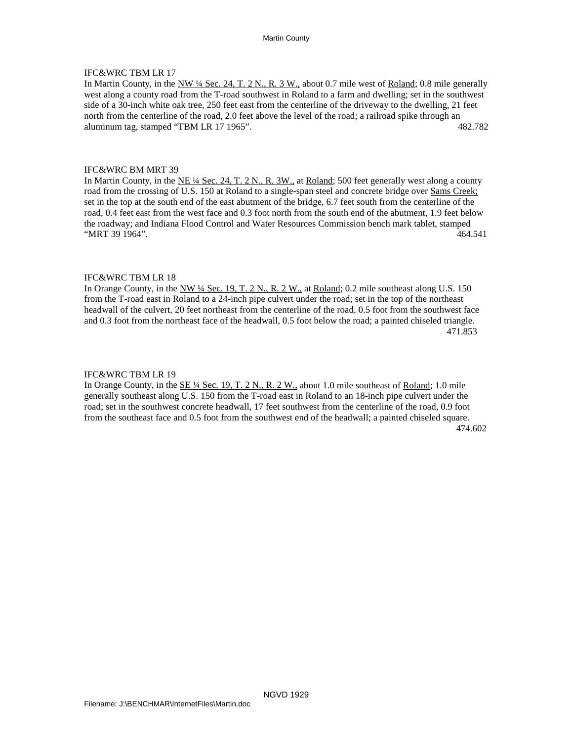IFC&WRC TBM LR 17

In Martin County, in the NW ¼ Sec. 24, T. 2 N., R. 3 W., about 0.7 mile west of Roland; 0.8 mile generally west along a county road from the T-road southwest in Roland to a farm and dwelling; set in the southwest side of a 30-inch white oak tree, 250 feet east from the centerline of the driveway to the dwelling, 21 feet north from the centerline of the road, 2.0 feet above the level of the road; a railroad spike through an aluminum tag, stamped "TBM LR 17 1965". 482.782

IFC&WRC BM MRT 39

In Martin County, in the NE ¼ Sec. 24, T. 2 N., R. 3W., at Roland; 500 feet generally west along a county road from the crossing of U.S. 150 at Roland to a single-span steel and concrete bridge over Sams Creek; set in the top at the south end of the east abutment of the bridge, 6.7 feet south from the centerline of the road, 0.4 feet east from the west face and 0.3 foot north from the south end of the abutment, 1.9 feet below the roadway; and Indiana Flood Control and Water Resources Commission bench mark tablet, stamped "MRT 39 1964". 464.541

IFC&WRC TBM LR 18

In Orange County, in the NW ¼ Sec. 19, T. 2 N., R. 2 W., at Roland; 0.2 mile southeast along U.S. 150 from the T-road east in Roland to a 24-inch pipe culvert under the road; set in the top of the northeast headwall of the culvert, 20 feet northeast from the centerline of the road, 0.5 foot from the southwest face and 0.3 foot from the northeast face of the headwall, 0.5 foot below the road; a painted chiseled triangle. 471.853

IFC&WRC TBM LR 19

In Orange County, in the SE ¼ Sec. 19, T. 2 N., R. 2 W., about 1.0 mile southeast of Roland; 1.0 mile generally southeast along U.S. 150 from the T-road east in Roland to an 18-inch pipe culvert under the road; set in the southwest concrete headwall, 17 feet southwest from the centerline of the road, 0.9 foot from the southeast face and 0.5 foot from the southwest end of the headwall; a painted chiseled square. 474.602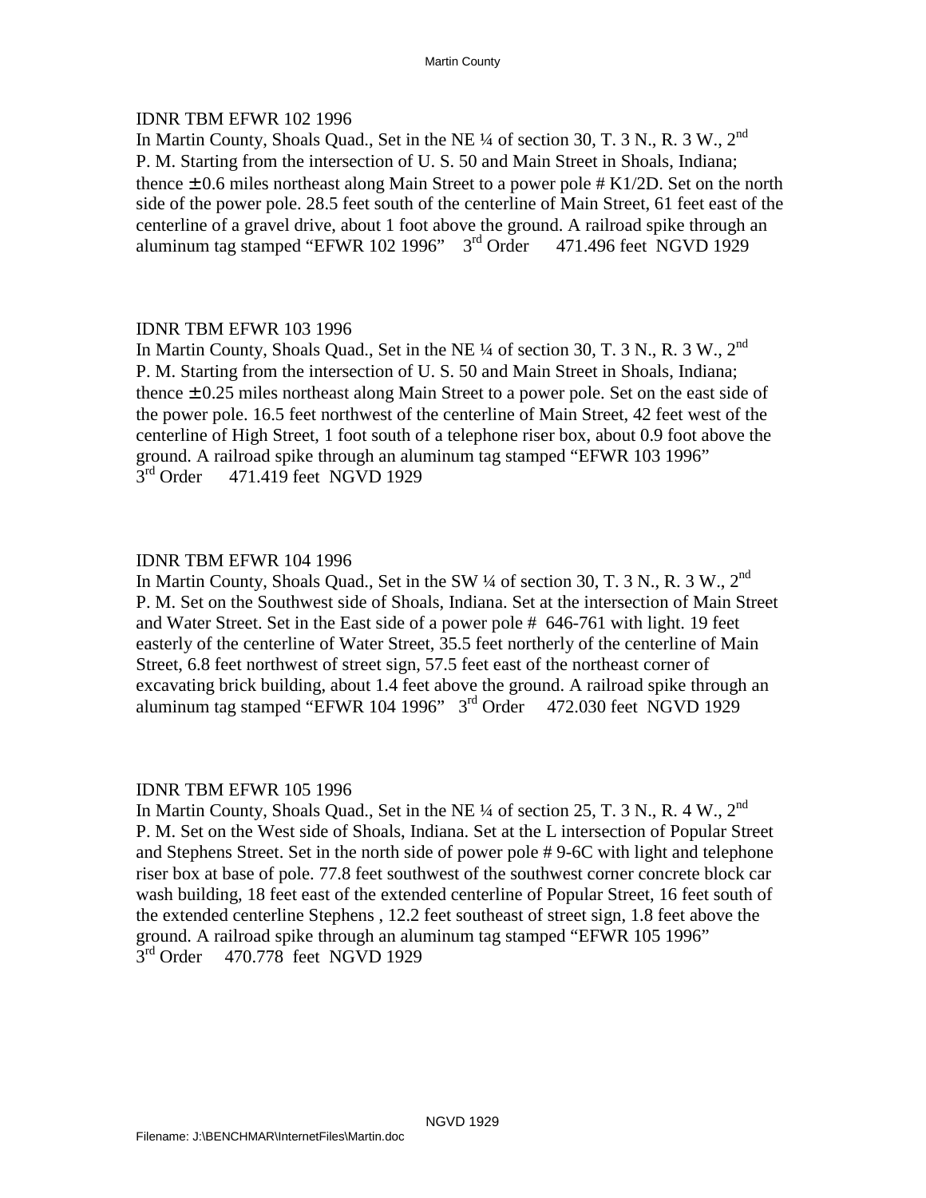IDNR TBM EFWR 102 1996

In Martin County, Shoals Quad., Set in the NE ¼ of section 30, T. 3 N., R. 3 W., 2nd P. M. Starting from the intersection of U. S. 50 and Main Street in Shoals, Indiana; thence ± 0.6 miles northeast along Main Street to a power pole # K1/2D. Set on the north side of the power pole. 28.5 feet south of the centerline of Main Street, 61 feet east of the centerline of a gravel drive, about 1 foot above the ground. A railroad spike through an aluminum tag stamped "EFWR 102 1996" 3rd Order 471.496 feet NGVD 1929

IDNR TBM EFWR 103 1996

In Martin County, Shoals Quad., Set in the NE ¼ of section 30, T. 3 N., R. 3 W., 2nd P. M. Starting from the intersection of U. S. 50 and Main Street in Shoals, Indiana; thence ± 0.25 miles northeast along Main Street to a power pole. Set on the east side of the power pole. 16.5 feet northwest of the centerline of Main Street, 42 feet west of the centerline of High Street, 1 foot south of a telephone riser box, about 0.9 foot above the ground. A railroad spike through an aluminum tag stamped "EFWR 103 1996" 3rd Order 471.419 feet NGVD 1929

IDNR TBM EFWR 104 1996

In Martin County, Shoals Quad., Set in the SW ¼ of section 30, T. 3 N., R. 3 W., 2nd P. M. Set on the Southwest side of Shoals, Indiana. Set at the intersection of Main Street and Water Street. Set in the East side of a power pole # 646-761 with light. 19 feet easterly of the centerline of Water Street, 35.5 feet northerly of the centerline of Main Street, 6.8 feet northwest of street sign, 57.5 feet east of the northeast corner of excavating brick building, about 1.4 feet above the ground. A railroad spike through an aluminum tag stamped "EFWR 104 1996" 3rd Order 472.030 feet NGVD 1929

IDNR TBM EFWR 105 1996

In Martin County, Shoals Quad., Set in the NE ¼ of section 25, T. 3 N., R. 4 W., 2nd P. M. Set on the West side of Shoals, Indiana. Set at the L intersection of Popular Street and Stephens Street. Set in the north side of power pole # 9-6C with light and telephone riser box at base of pole. 77.8 feet southwest of the southwest corner concrete block car wash building, 18 feet east of the extended centerline of Popular Street, 16 feet south of the extended centerline Stephens , 12.2 feet southeast of street sign, 1.8 feet above the ground. A railroad spike through an aluminum tag stamped "EFWR 105 1996" 3rd Order 470.778 feet NGVD 1929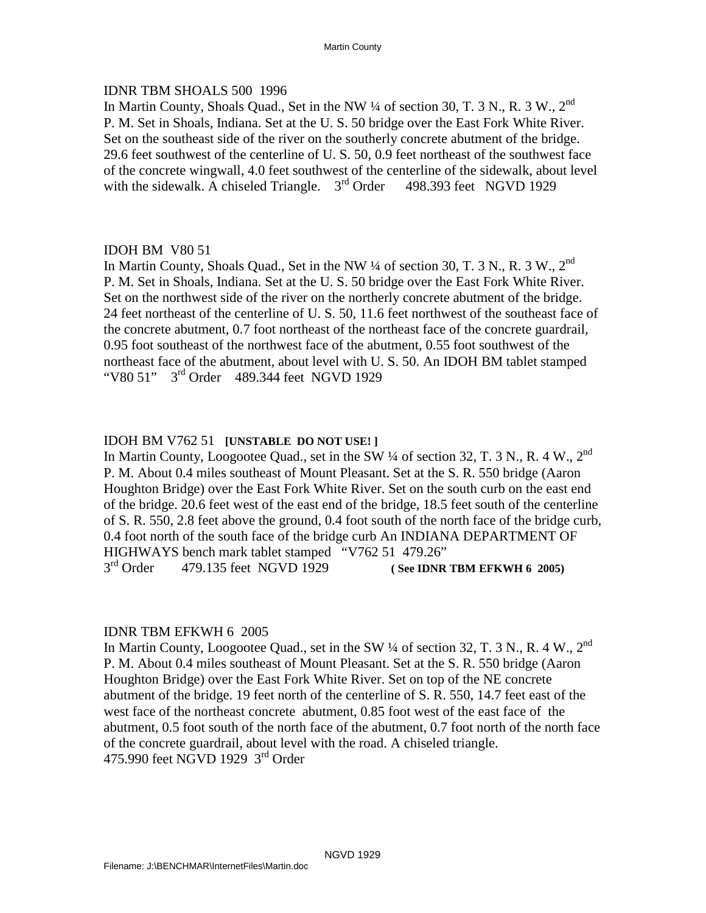IDNR TBM SHOALS 500 1996

In Martin County, Shoals Quad., Set in the NW ¼ of section 30, T. 3 N., R. 3 W., 2nd P. M. Set in Shoals, Indiana. Set at the U. S. 50 bridge over the East Fork White River. Set on the southeast side of the river on the southerly concrete abutment of the bridge. 29.6 feet southwest of the centerline of U. S. 50, 0.9 feet northeast of the southwest face of the concrete wingwall, 4.0 feet southwest of the centerline of the sidewalk, about level with the sidewalk. A chiseled Triangle. 3rd Order 498.393 feet NGVD 1929

IDOH BM V80 51

In Martin County, Shoals Quad., Set in the NW ¼ of section 30, T. 3 N., R. 3 W., 2nd P. M. Set in Shoals, Indiana. Set at the U. S. 50 bridge over the East Fork White River. Set on the northwest side of the river on the northerly concrete abutment of the bridge. 24 feet northeast of the centerline of U. S. 50, 11.6 feet northwest of the southeast face of the concrete abutment, 0.7 foot northeast of the northeast face of the concrete guardrail, 0.95 foot southeast of the northwest face of the abutment, 0.55 foot southwest of the northeast face of the abutment, about level with U. S. 50. An IDOH BM tablet stamped "V80 51" 3rd Order 489.344 feet NGVD 1929

IDOH BM V762 51 **[UNSTABLE DO NOT USE! ]**

In Martin County, Loogootee Quad., set in the SW ¼ of section 32, T. 3 N., R. 4 W., 2nd P. M. About 0.4 miles southeast of Mount Pleasant. Set at the S. R. 550 bridge (Aaron Houghton Bridge) over the East Fork White River. Set on the south curb on the east end of the bridge. 20.6 feet west of the east end of the bridge, 18.5 feet south of the centerline of S. R. 550, 2.8 feet above the ground, 0.4 foot south of the north face of the bridge curb, 0.4 foot north of the south face of the bridge curb An INDIANA DEPARTMENT OF HIGHWAYS bench mark tablet stamped "V762 51 479.26"
3rd Order 479.135 feet NGVD 1929 **( See IDNR TBM EFKWH 6 2005)**

IDNR TBM EFKWH 6 2005

In Martin County, Loogootee Quad., set in the SW ¼ of section 32, T. 3 N., R. 4 W., 2nd P. M. About 0.4 miles southeast of Mount Pleasant. Set at the S. R. 550 bridge (Aaron Houghton Bridge) over the East Fork White River. Set on top of the NE concrete abutment of the bridge. 19 feet north of the centerline of S. R. 550, 14.7 feet east of the west face of the northeast concrete abutment, 0.85 foot west of the east face of the abutment, 0.5 foot south of the north face of the abutment, 0.7 foot north of the north face of the concrete guardrail, about level with the road. A chiseled triangle.
475.990 feet NGVD 1929 3rd Order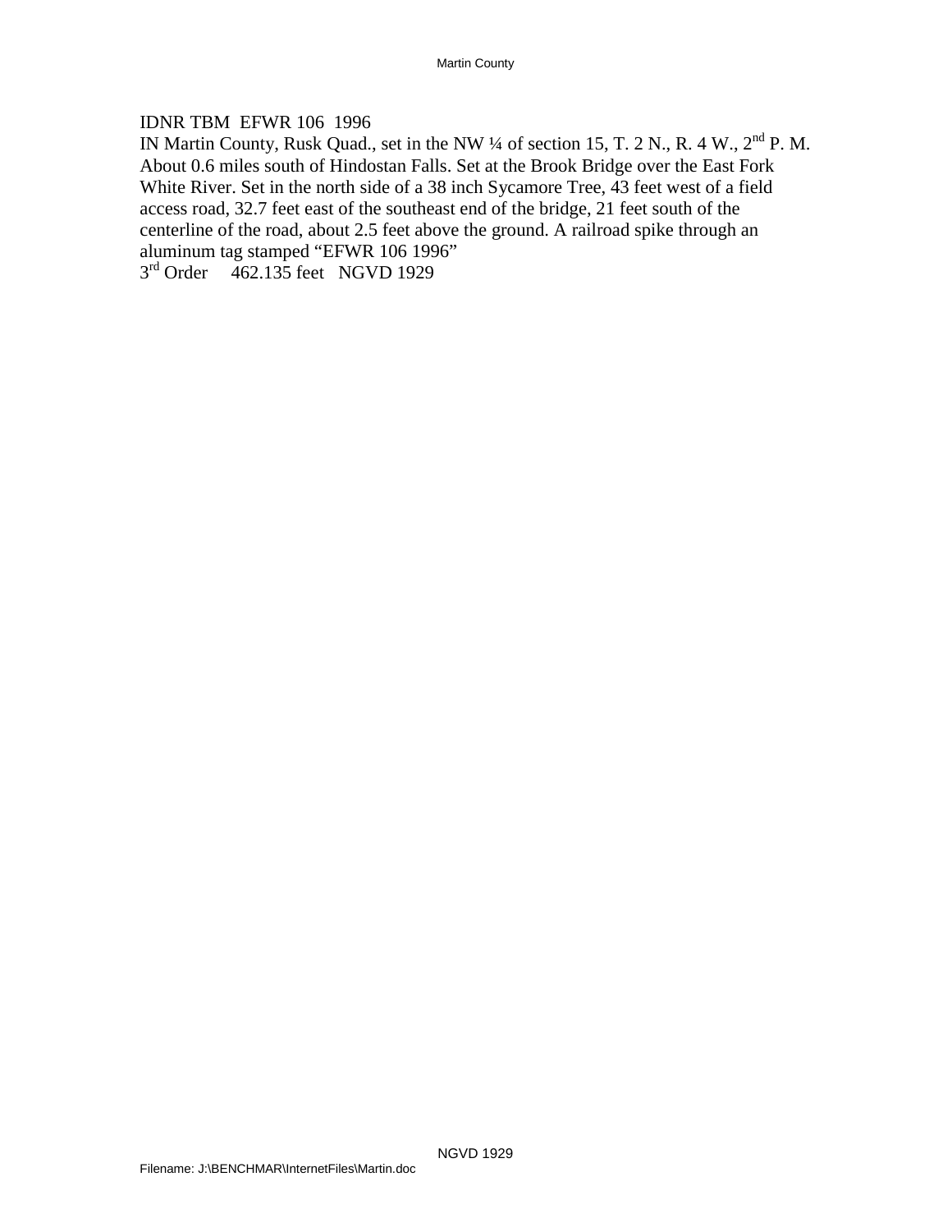IDNR TBM EFWR 106 1996
IN Martin County, Rusk Quad., set in the NW ¼ of section 15, T. 2 N., R. 4 W., 2nd P. M. About 0.6 miles south of Hindostan Falls. Set at the Brook Bridge over the East Fork White River. Set in the north side of a 38 inch Sycamore Tree, 43 feet west of a field access road, 32.7 feet east of the southeast end of the bridge, 21 feet south of the centerline of the road, about 2.5 feet above the ground. A railroad spike through an aluminum tag stamped "EFWR 106 1996"
3rd Order 462.135 feet NGVD 1929